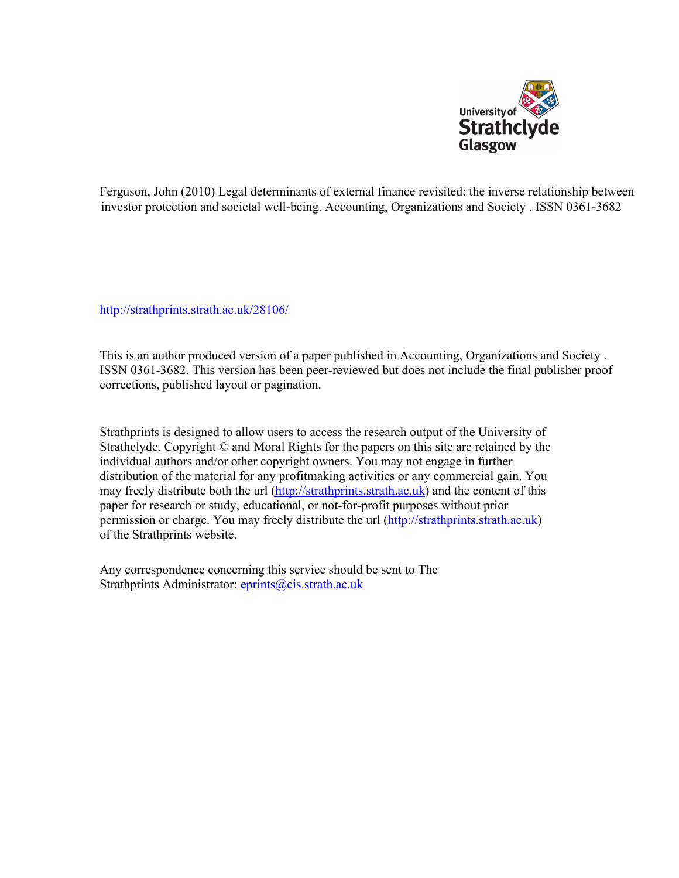University of Strathclyde Glasgow

Ferguson, John (2010) Legal determinants of external finance revisited: the inverse relationship between investor protection and societal well-being. Accounting, Organizations and Society . ISSN 0361-3682

http://strathprints.strath.ac.uk/28106/

This is an author produced version of a paper published in Accounting, Organizations and Society . ISSN 0361-3682. This version has been peer-reviewed but does not include the final publisher proof corrections, published layout or pagination.

Strathprints is designed to allow users to access the research output of the University of Strathclyde. Copyright © and Moral Rights for the papers on this site are retained by the individual authors and/or other copyright owners. You may not engage in further distribution of the material for any profitmaking activities or any commercial gain. You may freely distribute both the url (http://strathprints.strath.ac.uk) and the content of this paper for research or study, educational, or not-for-profit purposes without prior permission or charge. You may freely distribute the url (http://strathprints.strath.ac.uk) of the Strathprints website.

Any correspondence concerning this service should be sent to The Strathprints Administrator: eprints@cis.strath.ac.uk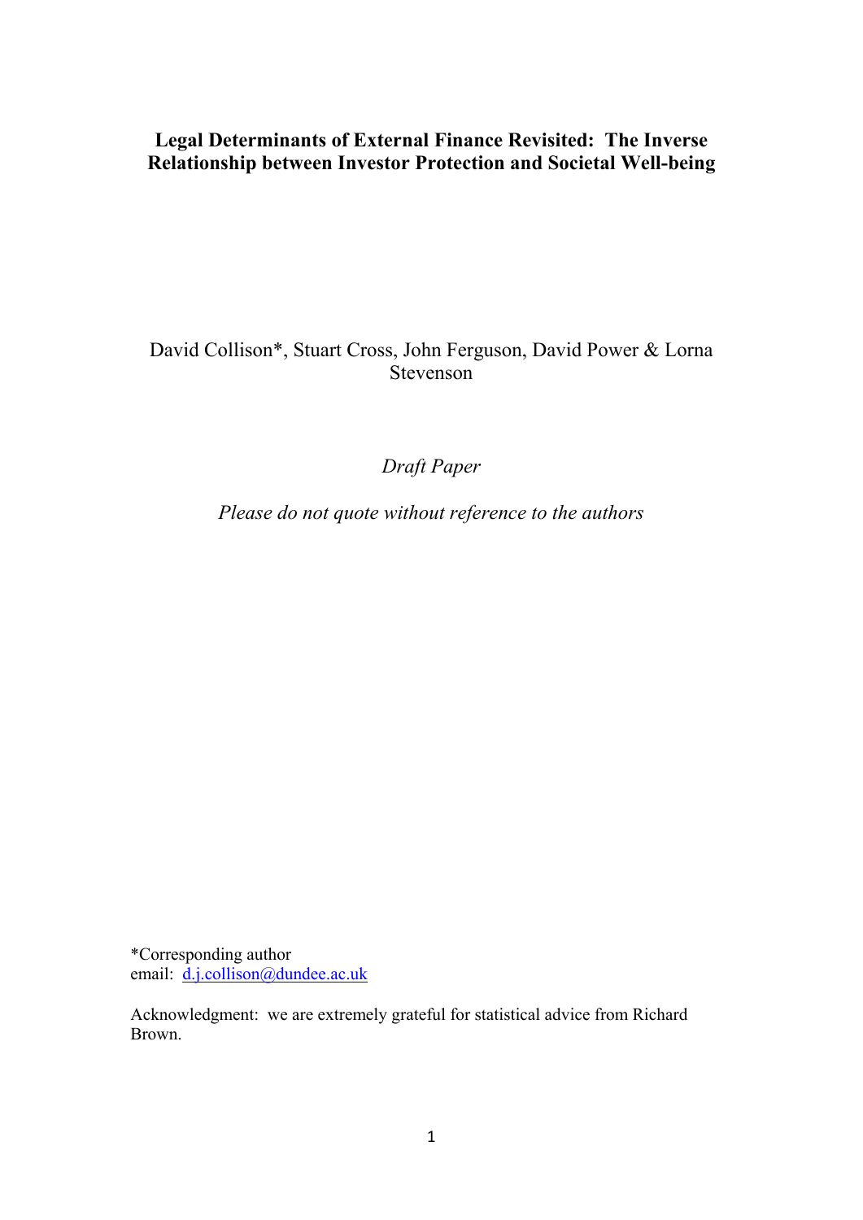# Legal Determinants of External Finance Revisited: The Inverse Relationship between Investor Protection and Societal Well-being

David Collison*, Stuart Cross, John Ferguson, David Power & Lorna Stevenson

*Draft Paper*

*Please do not quote without reference to the authors*

*Corresponding author
email: d.j.collison@dundee.ac.uk

Acknowledgment: we are extremely grateful for statistical advice from Richard Brown.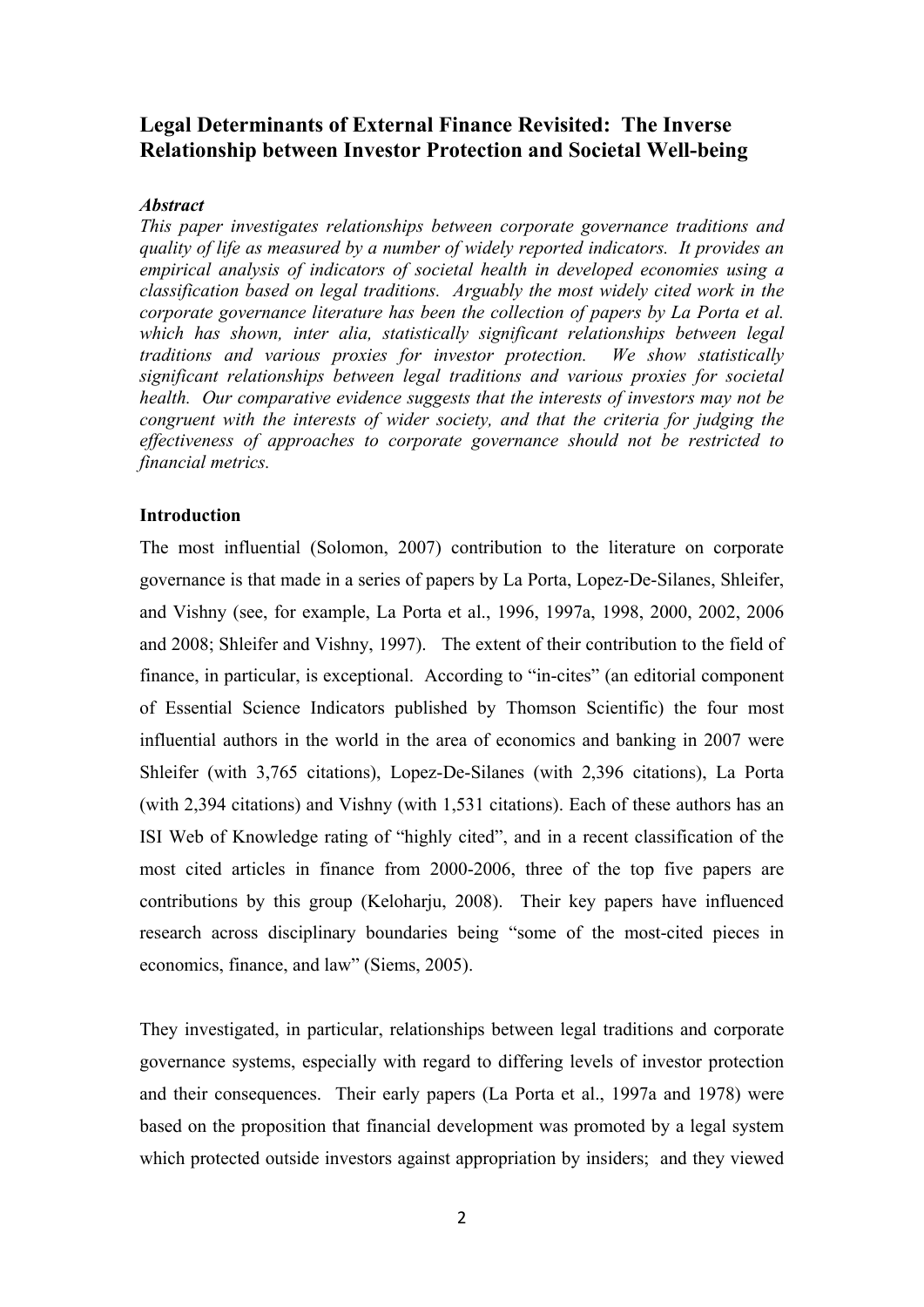## Legal Determinants of External Finance Revisited: The Inverse Relationship between Investor Protection and Societal Well-being

***Abstract***

*This paper investigates relationships between corporate governance traditions and quality of life as measured by a number of widely reported indicators. It provides an empirical analysis of indicators of societal health in developed economies using a classification based on legal traditions. Arguably the most widely cited work in the corporate governance literature has been the collection of papers by La Porta et al. which has shown, inter alia, statistically significant relationships between legal traditions and various proxies for investor protection. We show statistically significant relationships between legal traditions and various proxies for societal health. Our comparative evidence suggests that the interests of investors may not be congruent with the interests of wider society, and that the criteria for judging the effectiveness of approaches to corporate governance should not be restricted to financial metrics.*

**Introduction**

The most influential (Solomon, 2007) contribution to the literature on corporate governance is that made in a series of papers by La Porta, Lopez-De-Silanes, Shleifer, and Vishny (see, for example, La Porta et al., 1996, 1997a, 1998, 2000, 2002, 2006 and 2008; Shleifer and Vishny, 1997). The extent of their contribution to the field of finance, in particular, is exceptional. According to "in-cites" (an editorial component of Essential Science Indicators published by Thomson Scientific) the four most influential authors in the world in the area of economics and banking in 2007 were Shleifer (with 3,765 citations), Lopez-De-Silanes (with 2,396 citations), La Porta (with 2,394 citations) and Vishny (with 1,531 citations). Each of these authors has an ISI Web of Knowledge rating of "highly cited", and in a recent classification of the most cited articles in finance from 2000-2006, three of the top five papers are contributions by this group (Keloharju, 2008). Their key papers have influenced research across disciplinary boundaries being "some of the most-cited pieces in economics, finance, and law" (Siems, 2005).

They investigated, in particular, relationships between legal traditions and corporate governance systems, especially with regard to differing levels of investor protection and their consequences. Their early papers (La Porta et al., 1997a and 1978) were based on the proposition that financial development was promoted by a legal system which protected outside investors against appropriation by insiders; and they viewed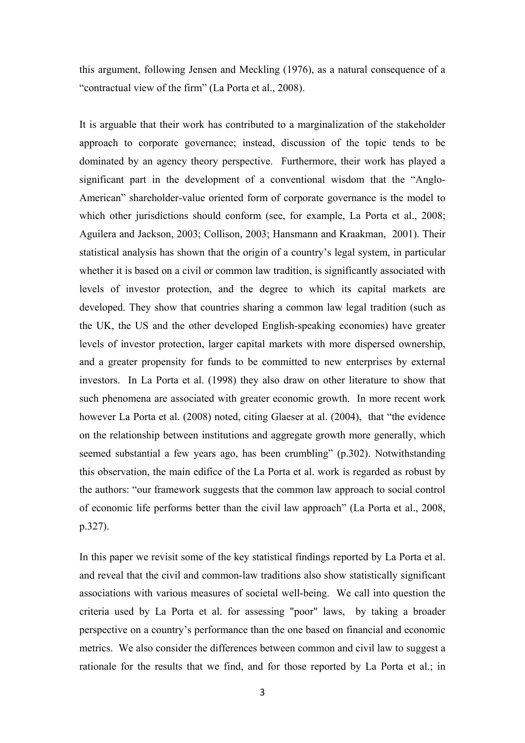this argument, following Jensen and Meckling (1976), as a natural consequence of a "contractual view of the firm" (La Porta et al., 2008).

It is arguable that their work has contributed to a marginalization of the stakeholder approach to corporate governance; instead, discussion of the topic tends to be dominated by an agency theory perspective. Furthermore, their work has played a significant part in the development of a conventional wisdom that the "Anglo-American" shareholder-value oriented form of corporate governance is the model to which other jurisdictions should conform (see, for example, La Porta et al., 2008; Aguilera and Jackson, 2003; Collison, 2003; Hansmann and Kraakman, 2001). Their statistical analysis has shown that the origin of a country's legal system, in particular whether it is based on a civil or common law tradition, is significantly associated with levels of investor protection, and the degree to which its capital markets are developed. They show that countries sharing a common law legal tradition (such as the UK, the US and the other developed English-speaking economies) have greater levels of investor protection, larger capital markets with more dispersed ownership, and a greater propensity for funds to be committed to new enterprises by external investors. In La Porta et al. (1998) they also draw on other literature to show that such phenomena are associated with greater economic growth. In more recent work however La Porta et al. (2008) noted, citing Glaeser at al. (2004), that "the evidence on the relationship between institutions and aggregate growth more generally, which seemed substantial a few years ago, has been crumbling" (p.302). Notwithstanding this observation, the main edifice of the La Porta et al. work is regarded as robust by the authors: "our framework suggests that the common law approach to social control of economic life performs better than the civil law approach" (La Porta et al., 2008, p.327).

In this paper we revisit some of the key statistical findings reported by La Porta et al. and reveal that the civil and common-law traditions also show statistically significant associations with various measures of societal well-being. We call into question the criteria used by La Porta et al. for assessing "poor" laws, by taking a broader perspective on a country's performance than the one based on financial and economic metrics. We also consider the differences between common and civil law to suggest a rationale for the results that we find, and for those reported by La Porta et al.; in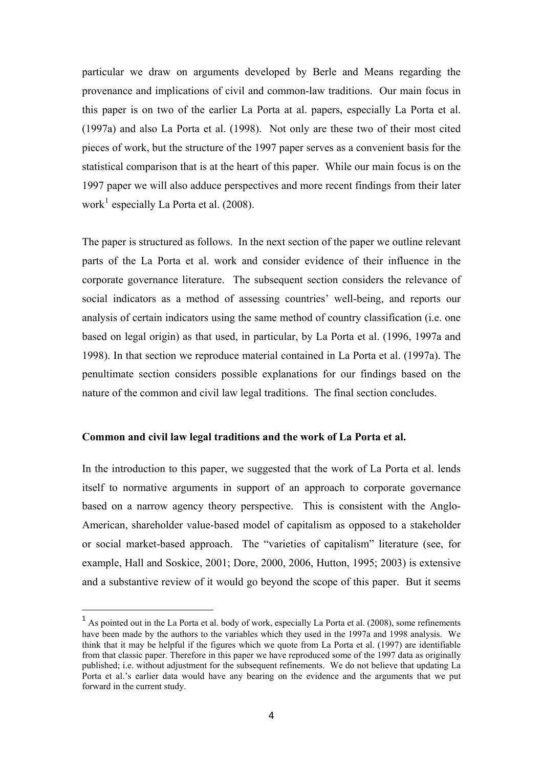particular we draw on arguments developed by Berle and Means regarding the provenance and implications of civil and common-law traditions. Our main focus in this paper is on two of the earlier La Porta at al. papers, especially La Porta et al. (1997a) and also La Porta et al. (1998). Not only are these two of their most cited pieces of work, but the structure of the 1997 paper serves as a convenient basis for the statistical comparison that is at the heart of this paper. While our main focus is on the 1997 paper we will also adduce perspectives and more recent findings from their later work[1] especially La Porta et al. (2008).

The paper is structured as follows. In the next section of the paper we outline relevant parts of the La Porta et al. work and consider evidence of their influence in the corporate governance literature. The subsequent section considers the relevance of social indicators as a method of assessing countries' well-being, and reports our analysis of certain indicators using the same method of country classification (i.e. one based on legal origin) as that used, in particular, by La Porta et al. (1996, 1997a and 1998). In that section we reproduce material contained in La Porta et al. (1997a). The penultimate section considers possible explanations for our findings based on the nature of the common and civil law legal traditions. The final section concludes.

**Common and civil law legal traditions and the work of La Porta et al.**

In the introduction to this paper, we suggested that the work of La Porta et al. lends itself to normative arguments in support of an approach to corporate governance based on a narrow agency theory perspective. This is consistent with the Anglo-American, shareholder value-based model of capitalism as opposed to a stakeholder or social market-based approach. The "varieties of capitalism" literature (see, for example, Hall and Soskice, 2001; Dore, 2000, 2006, Hutton, 1995; 2003) is extensive and a substantive review of it would go beyond the scope of this paper. But it seems

[1] As pointed out in the La Porta et al. body of work, especially La Porta et al. (2008), some refinements have been made by the authors to the variables which they used in the 1997a and 1998 analysis. We think that it may be helpful if the figures which we quote from La Porta et al. (1997) are identifiable from that classic paper. Therefore in this paper we have reproduced some of the 1997 data as originally published; i.e. without adjustment for the subsequent refinements. We do not believe that updating La Porta et al.'s earlier data would have any bearing on the evidence and the arguments that we put forward in the current study.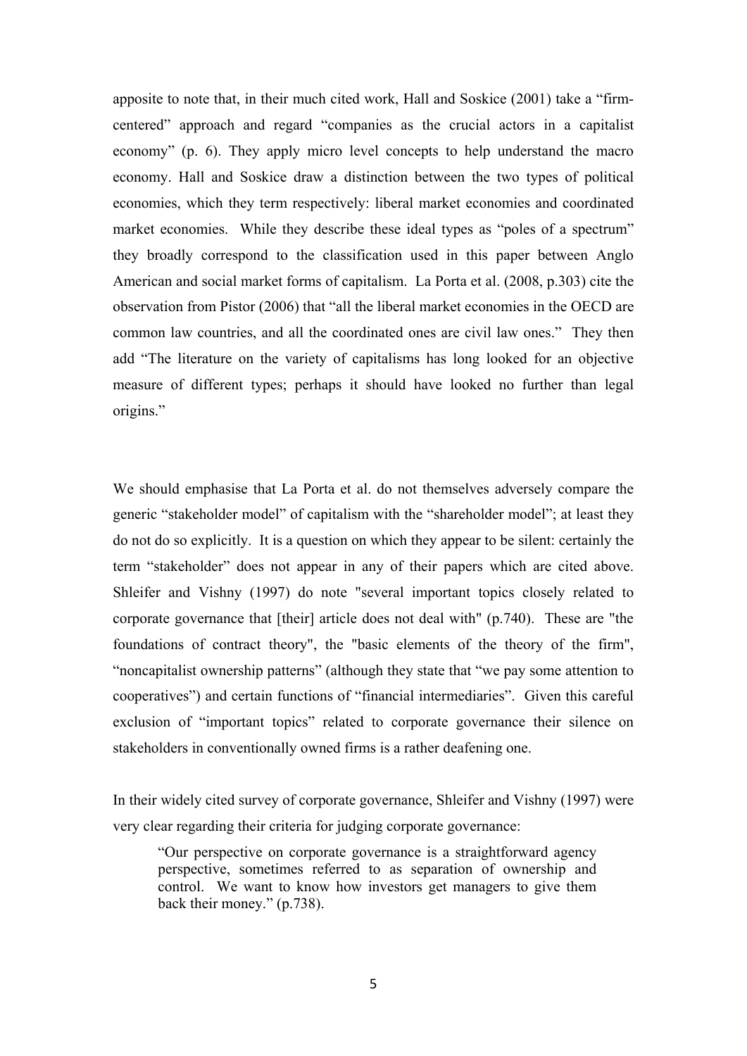apposite to note that, in their much cited work, Hall and Soskice (2001) take a "firm-centered" approach and regard "companies as the crucial actors in a capitalist economy" (p. 6). They apply micro level concepts to help understand the macro economy. Hall and Soskice draw a distinction between the two types of political economies, which they term respectively: liberal market economies and coordinated market economies. While they describe these ideal types as "poles of a spectrum" they broadly correspond to the classification used in this paper between Anglo American and social market forms of capitalism. La Porta et al. (2008, p.303) cite the observation from Pistor (2006) that "all the liberal market economies in the OECD are common law countries, and all the coordinated ones are civil law ones." They then add "The literature on the variety of capitalisms has long looked for an objective measure of different types; perhaps it should have looked no further than legal origins."

We should emphasise that La Porta et al. do not themselves adversely compare the generic "stakeholder model" of capitalism with the "shareholder model"; at least they do not do so explicitly. It is a question on which they appear to be silent: certainly the term "stakeholder" does not appear in any of their papers which are cited above. Shleifer and Vishny (1997) do note "several important topics closely related to corporate governance that [their] article does not deal with" (p.740). These are "the foundations of contract theory", the "basic elements of the theory of the firm", "noncapitalist ownership patterns" (although they state that "we pay some attention to cooperatives") and certain functions of "financial intermediaries". Given this careful exclusion of "important topics" related to corporate governance their silence on stakeholders in conventionally owned firms is a rather deafening one.

In their widely cited survey of corporate governance, Shleifer and Vishny (1997) were very clear regarding their criteria for judging corporate governance:

> "Our perspective on corporate governance is a straightforward agency perspective, sometimes referred to as separation of ownership and control. We want to know how investors get managers to give them back their money." (p.738).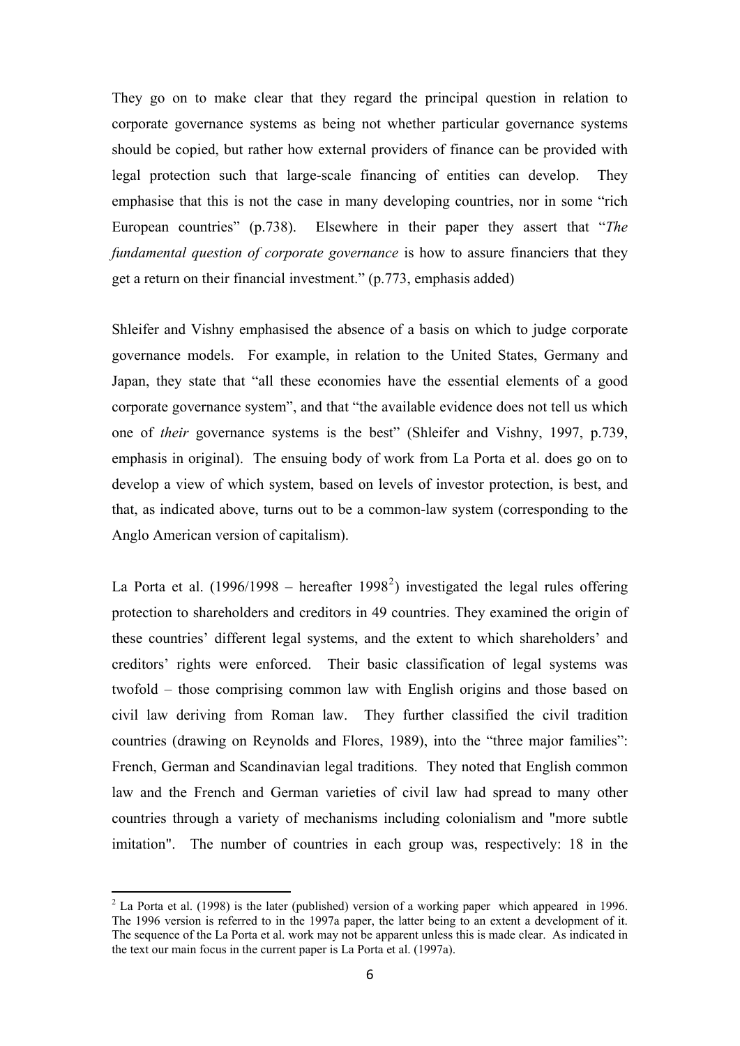They go on to make clear that they regard the principal question in relation to corporate governance systems as being not whether particular governance systems should be copied, but rather how external providers of finance can be provided with legal protection such that large-scale financing of entities can develop. They emphasise that this is not the case in many developing countries, nor in some "rich European countries" (p.738). Elsewhere in their paper they assert that "*The fundamental question of corporate governance* is how to assure financiers that they get a return on their financial investment." (p.773, emphasis added)

Shleifer and Vishny emphasised the absence of a basis on which to judge corporate governance models. For example, in relation to the United States, Germany and Japan, they state that "all these economies have the essential elements of a good corporate governance system", and that "the available evidence does not tell us which one of *their* governance systems is the best" (Shleifer and Vishny, 1997, p.739, emphasis in original). The ensuing body of work from La Porta et al. does go on to develop a view of which system, based on levels of investor protection, is best, and that, as indicated above, turns out to be a common-law system (corresponding to the Anglo American version of capitalism).

La Porta et al. (1996/1998 – hereafter 1998[2]) investigated the legal rules offering protection to shareholders and creditors in 49 countries. They examined the origin of these countries' different legal systems, and the extent to which shareholders' and creditors' rights were enforced. Their basic classification of legal systems was twofold – those comprising common law with English origins and those based on civil law deriving from Roman law. They further classified the civil tradition countries (drawing on Reynolds and Flores, 1989), into the "three major families": French, German and Scandinavian legal traditions. They noted that English common law and the French and German varieties of civil law had spread to many other countries through a variety of mechanisms including colonialism and "more subtle imitation". The number of countries in each group was, respectively: 18 in the

[2] La Porta et al. (1998) is the later (published) version of a working paper which appeared in 1996. The 1996 version is referred to in the 1997a paper, the latter being to an extent a development of it. The sequence of the La Porta et al. work may not be apparent unless this is made clear. As indicated in the text our main focus in the current paper is La Porta et al. (1997a).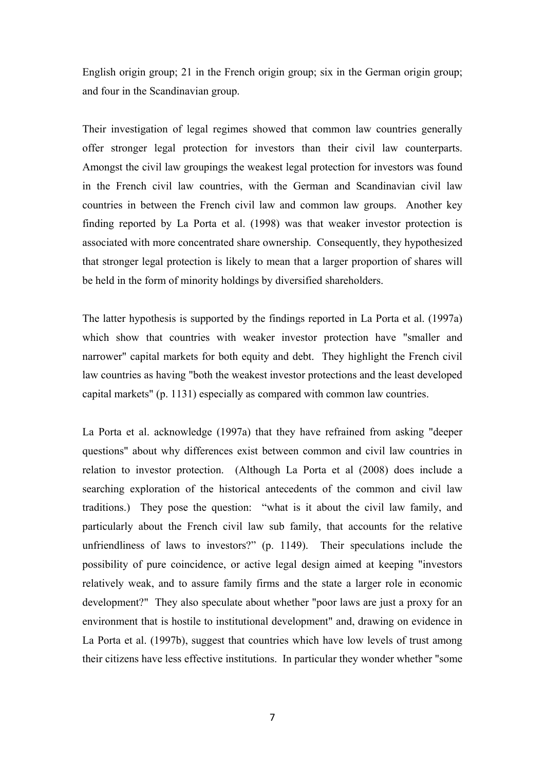English origin group; 21 in the French origin group; six in the German origin group; and four in the Scandinavian group.

Their investigation of legal regimes showed that common law countries generally offer stronger legal protection for investors than their civil law counterparts. Amongst the civil law groupings the weakest legal protection for investors was found in the French civil law countries, with the German and Scandinavian civil law countries in between the French civil law and common law groups. Another key finding reported by La Porta et al. (1998) was that weaker investor protection is associated with more concentrated share ownership. Consequently, they hypothesized that stronger legal protection is likely to mean that a larger proportion of shares will be held in the form of minority holdings by diversified shareholders.

The latter hypothesis is supported by the findings reported in La Porta et al. (1997a) which show that countries with weaker investor protection have "smaller and narrower" capital markets for both equity and debt. They highlight the French civil law countries as having "both the weakest investor protections and the least developed capital markets" (p. 1131) especially as compared with common law countries.

La Porta et al. acknowledge (1997a) that they have refrained from asking "deeper questions" about why differences exist between common and civil law countries in relation to investor protection. (Although La Porta et al (2008) does include a searching exploration of the historical antecedents of the common and civil law traditions.) They pose the question: "what is it about the civil law family, and particularly about the French civil law sub family, that accounts for the relative unfriendliness of laws to investors?" (p. 1149). Their speculations include the possibility of pure coincidence, or active legal design aimed at keeping "investors relatively weak, and to assure family firms and the state a larger role in economic development?" They also speculate about whether "poor laws are just a proxy for an environment that is hostile to institutional development" and, drawing on evidence in La Porta et al. (1997b), suggest that countries which have low levels of trust among their citizens have less effective institutions. In particular they wonder whether "some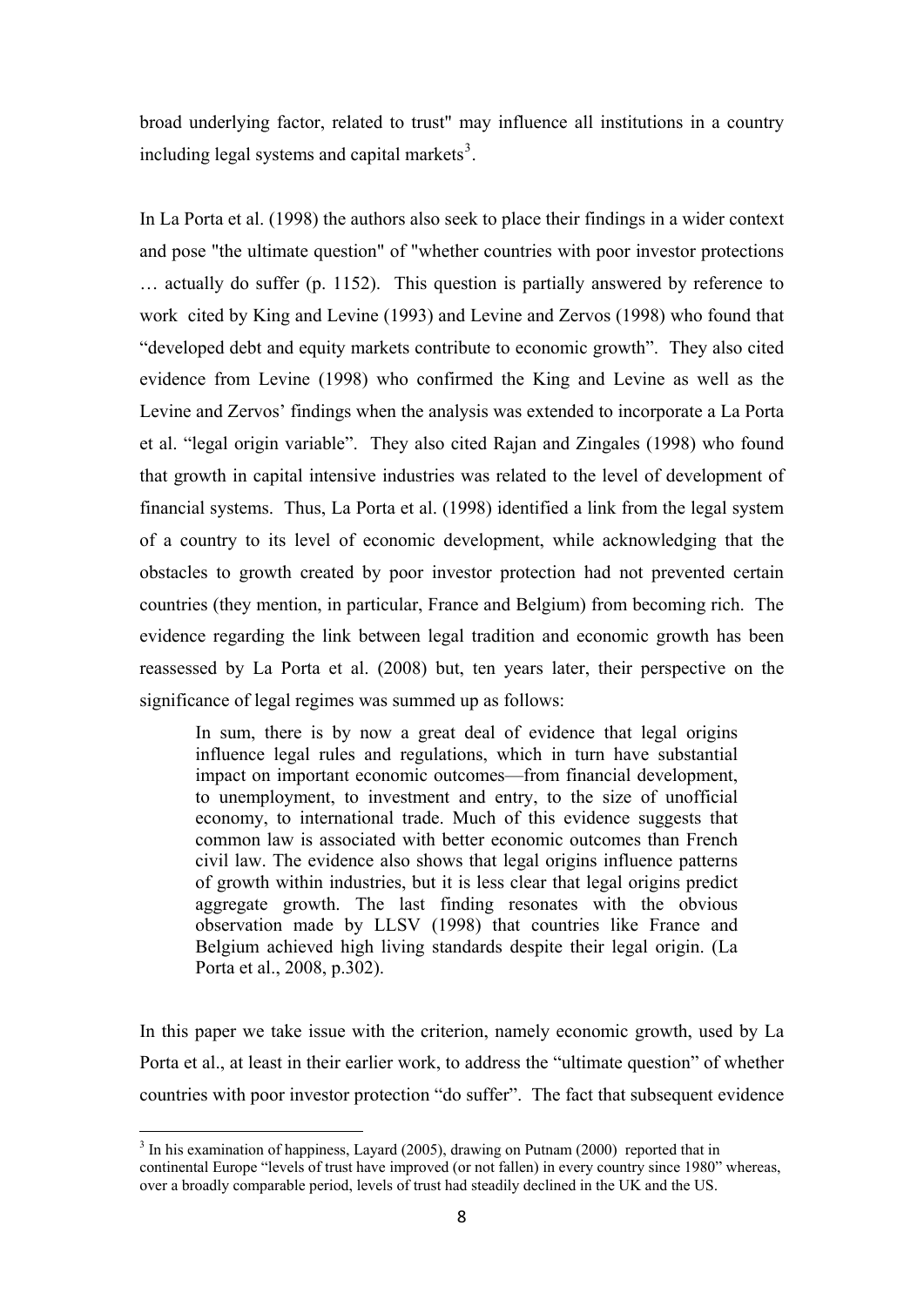broad underlying factor, related to trust" may influence all institutions in a country including legal systems and capital markets[3].

In La Porta et al. (1998) the authors also seek to place their findings in a wider context and pose "the ultimate question" of "whether countries with poor investor protections … actually do suffer (p. 1152). This question is partially answered by reference to work cited by King and Levine (1993) and Levine and Zervos (1998) who found that "developed debt and equity markets contribute to economic growth". They also cited evidence from Levine (1998) who confirmed the King and Levine as well as the Levine and Zervos' findings when the analysis was extended to incorporate a La Porta et al. "legal origin variable". They also cited Rajan and Zingales (1998) who found that growth in capital intensive industries was related to the level of development of financial systems. Thus, La Porta et al. (1998) identified a link from the legal system of a country to its level of economic development, while acknowledging that the obstacles to growth created by poor investor protection had not prevented certain countries (they mention, in particular, France and Belgium) from becoming rich. The evidence regarding the link between legal tradition and economic growth has been reassessed by La Porta et al. (2008) but, ten years later, their perspective on the significance of legal regimes was summed up as follows:

> In sum, there is by now a great deal of evidence that legal origins influence legal rules and regulations, which in turn have substantial impact on important economic outcomes—from financial development, to unemployment, to investment and entry, to the size of unofficial economy, to international trade. Much of this evidence suggests that common law is associated with better economic outcomes than French civil law. The evidence also shows that legal origins influence patterns of growth within industries, but it is less clear that legal origins predict aggregate growth. The last finding resonates with the obvious observation made by LLSV (1998) that countries like France and Belgium achieved high living standards despite their legal origin. (La Porta et al., 2008, p.302).

In this paper we take issue with the criterion, namely economic growth, used by La Porta et al., at least in their earlier work, to address the "ultimate question" of whether countries with poor investor protection "do suffer". The fact that subsequent evidence

[3] In his examination of happiness, Layard (2005), drawing on Putnam (2000) reported that in continental Europe "levels of trust have improved (or not fallen) in every country since 1980" whereas, over a broadly comparable period, levels of trust had steadily declined in the UK and the US.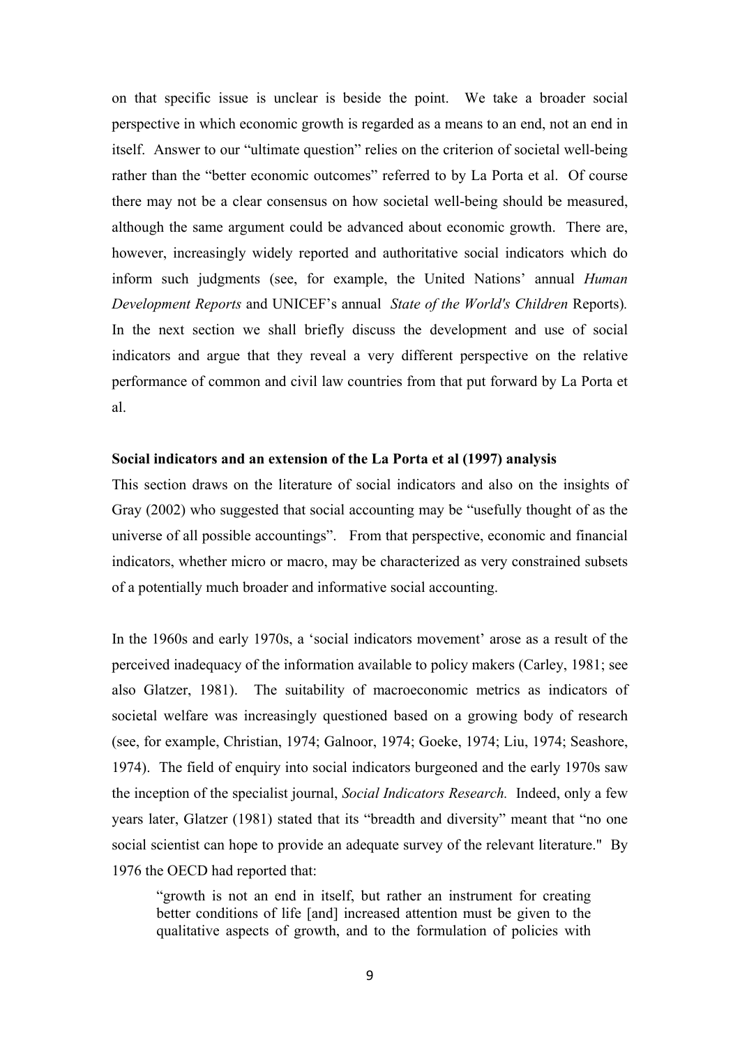on that specific issue is unclear is beside the point. We take a broader social perspective in which economic growth is regarded as a means to an end, not an end in itself. Answer to our "ultimate question" relies on the criterion of societal well-being rather than the "better economic outcomes" referred to by La Porta et al. Of course there may not be a clear consensus on how societal well-being should be measured, although the same argument could be advanced about economic growth. There are, however, increasingly widely reported and authoritative social indicators which do inform such judgments (see, for example, the United Nations' annual *Human Development Reports* and UNICEF's annual *State of the World's Children* Reports). In the next section we shall briefly discuss the development and use of social indicators and argue that they reveal a very different perspective on the relative performance of common and civil law countries from that put forward by La Porta et al.

**Social indicators and an extension of the La Porta et al (1997) analysis**

This section draws on the literature of social indicators and also on the insights of Gray (2002) who suggested that social accounting may be "usefully thought of as the universe of all possible accountings". From that perspective, economic and financial indicators, whether micro or macro, may be characterized as very constrained subsets of a potentially much broader and informative social accounting.

In the 1960s and early 1970s, a 'social indicators movement' arose as a result of the perceived inadequacy of the information available to policy makers (Carley, 1981; see also Glatzer, 1981). The suitability of macroeconomic metrics as indicators of societal welfare was increasingly questioned based on a growing body of research (see, for example, Christian, 1974; Galnoor, 1974; Goeke, 1974; Liu, 1974; Seashore, 1974). The field of enquiry into social indicators burgeoned and the early 1970s saw the inception of the specialist journal, *Social Indicators Research.* Indeed, only a few years later, Glatzer (1981) stated that its "breadth and diversity" meant that "no one social scientist can hope to provide an adequate survey of the relevant literature." By 1976 the OECD had reported that:

> "growth is not an end in itself, but rather an instrument for creating better conditions of life [and] increased attention must be given to the qualitative aspects of growth, and to the formulation of policies with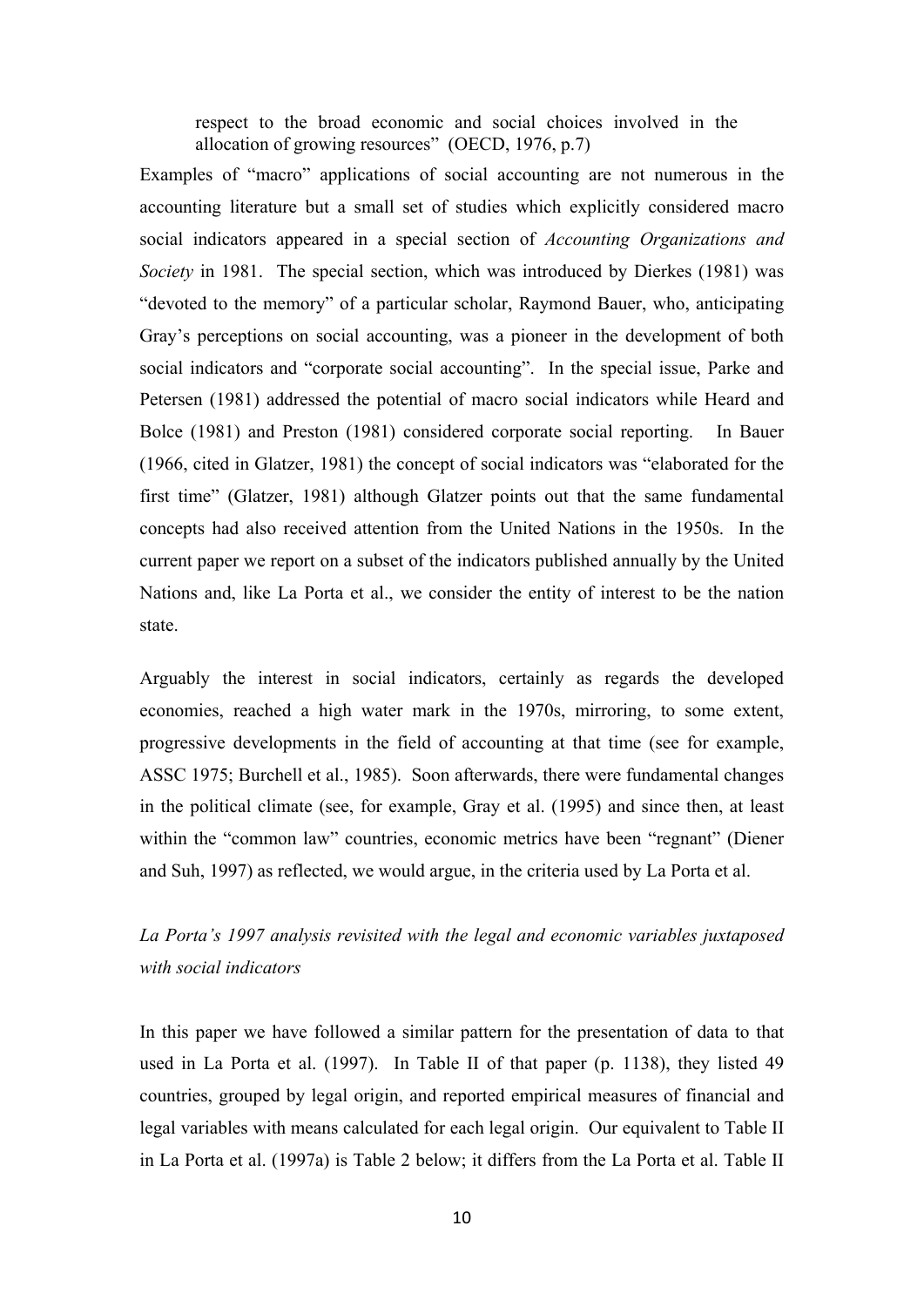respect to the broad economic and social choices involved in the allocation of growing resources" (OECD, 1976, p.7)

Examples of "macro" applications of social accounting are not numerous in the accounting literature but a small set of studies which explicitly considered macro social indicators appeared in a special section of *Accounting Organizations and Society* in 1981. The special section, which was introduced by Dierkes (1981) was "devoted to the memory" of a particular scholar, Raymond Bauer, who, anticipating Gray's perceptions on social accounting, was a pioneer in the development of both social indicators and "corporate social accounting". In the special issue, Parke and Petersen (1981) addressed the potential of macro social indicators while Heard and Bolce (1981) and Preston (1981) considered corporate social reporting. In Bauer (1966, cited in Glatzer, 1981) the concept of social indicators was "elaborated for the first time" (Glatzer, 1981) although Glatzer points out that the same fundamental concepts had also received attention from the United Nations in the 1950s. In the current paper we report on a subset of the indicators published annually by the United Nations and, like La Porta et al., we consider the entity of interest to be the nation state.

Arguably the interest in social indicators, certainly as regards the developed economies, reached a high water mark in the 1970s, mirroring, to some extent, progressive developments in the field of accounting at that time (see for example, ASSC 1975; Burchell et al., 1985). Soon afterwards, there were fundamental changes in the political climate (see, for example, Gray et al. (1995) and since then, at least within the "common law" countries, economic metrics have been "regnant" (Diener and Suh, 1997) as reflected, we would argue, in the criteria used by La Porta et al.

*La Porta's 1997 analysis revisited with the legal and economic variables juxtaposed with social indicators*

In this paper we have followed a similar pattern for the presentation of data to that used in La Porta et al. (1997). In Table II of that paper (p. 1138), they listed 49 countries, grouped by legal origin, and reported empirical measures of financial and legal variables with means calculated for each legal origin. Our equivalent to Table II in La Porta et al. (1997a) is Table 2 below; it differs from the La Porta et al. Table II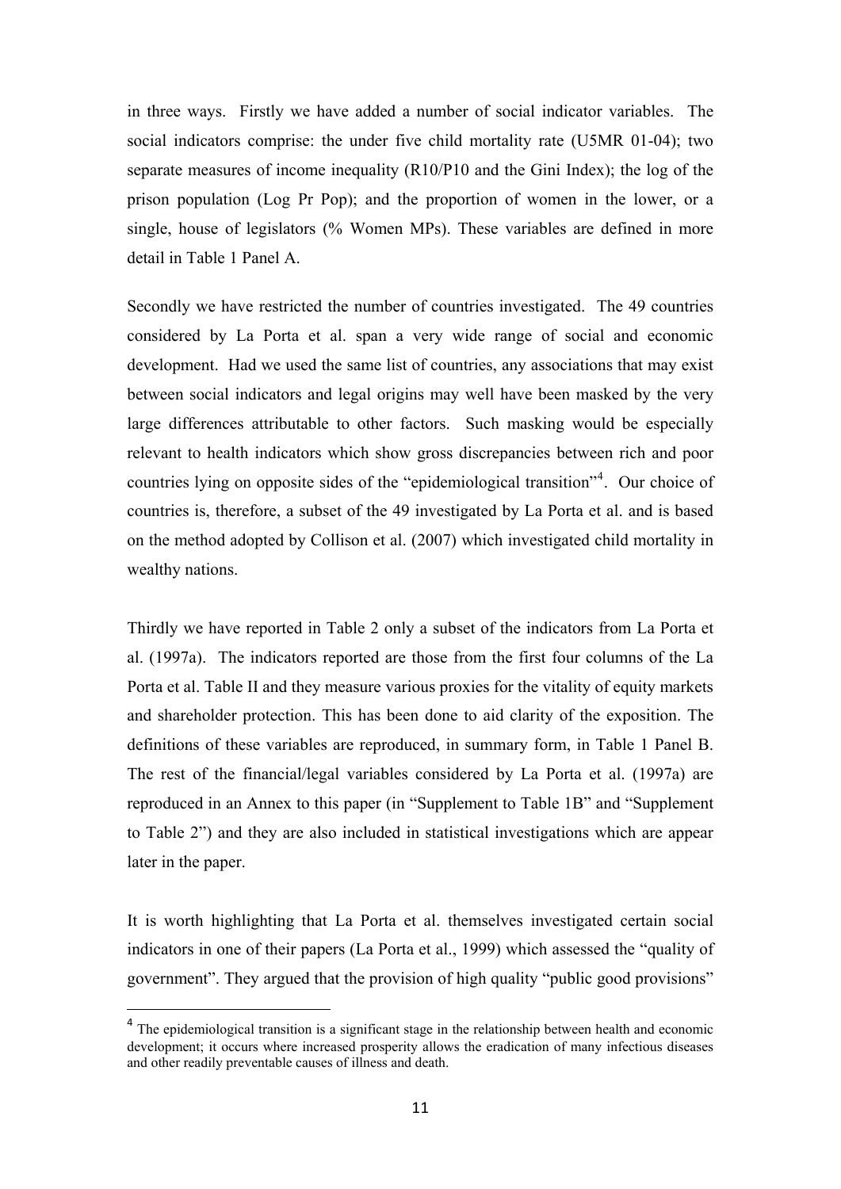in three ways. Firstly we have added a number of social indicator variables. The social indicators comprise: the under five child mortality rate (U5MR 01-04); two separate measures of income inequality (R10/P10 and the Gini Index); the log of the prison population (Log Pr Pop); and the proportion of women in the lower, or a single, house of legislators (% Women MPs). These variables are defined in more detail in Table 1 Panel A.

Secondly we have restricted the number of countries investigated. The 49 countries considered by La Porta et al. span a very wide range of social and economic development. Had we used the same list of countries, any associations that may exist between social indicators and legal origins may well have been masked by the very large differences attributable to other factors. Such masking would be especially relevant to health indicators which show gross discrepancies between rich and poor countries lying on opposite sides of the "epidemiological transition"[4]. Our choice of countries is, therefore, a subset of the 49 investigated by La Porta et al. and is based on the method adopted by Collison et al. (2007) which investigated child mortality in wealthy nations.

Thirdly we have reported in Table 2 only a subset of the indicators from La Porta et al. (1997a). The indicators reported are those from the first four columns of the La Porta et al. Table II and they measure various proxies for the vitality of equity markets and shareholder protection. This has been done to aid clarity of the exposition. The definitions of these variables are reproduced, in summary form, in Table 1 Panel B. The rest of the financial/legal variables considered by La Porta et al. (1997a) are reproduced in an Annex to this paper (in "Supplement to Table 1B" and "Supplement to Table 2") and they are also included in statistical investigations which are appear later in the paper.

It is worth highlighting that La Porta et al. themselves investigated certain social indicators in one of their papers (La Porta et al., 1999) which assessed the "quality of government". They argued that the provision of high quality "public good provisions"

[4] The epidemiological transition is a significant stage in the relationship between health and economic development; it occurs where increased prosperity allows the eradication of many infectious diseases and other readily preventable causes of illness and death.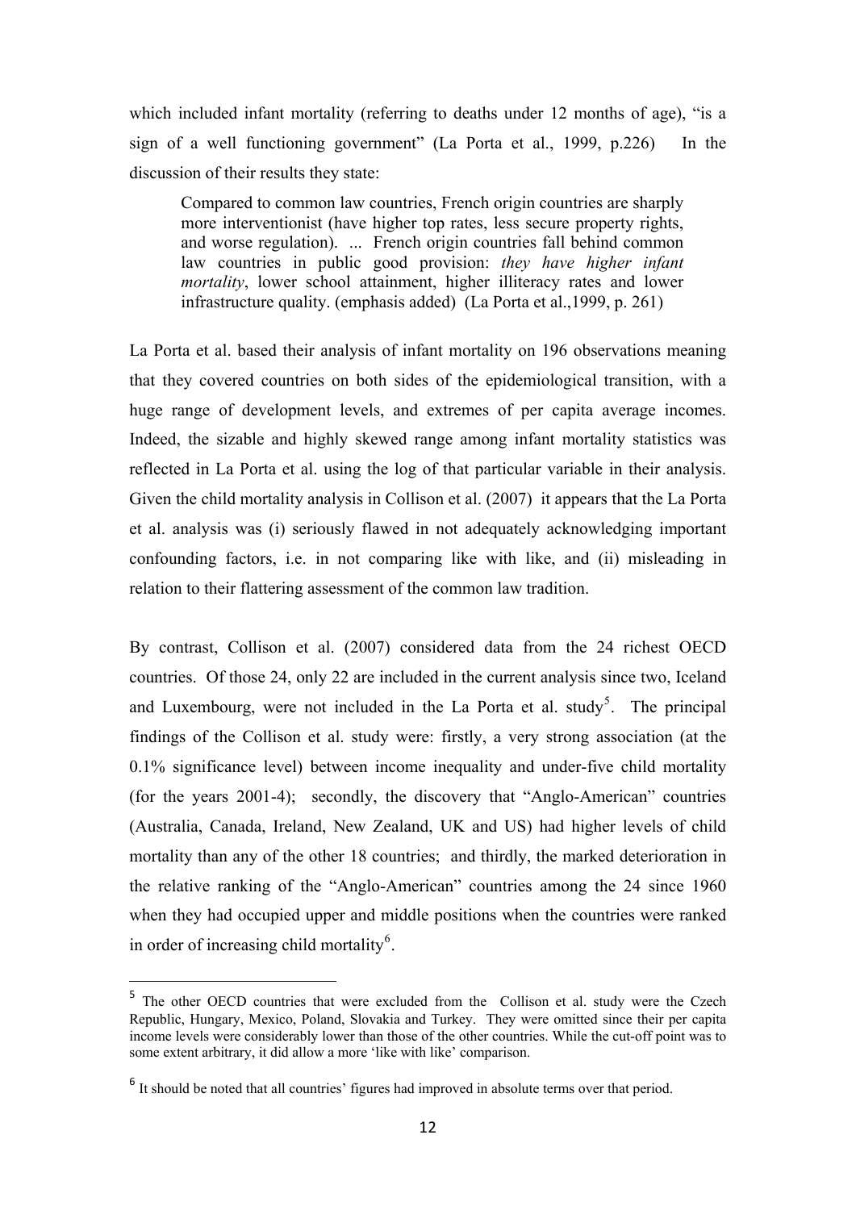which included infant mortality (referring to deaths under 12 months of age), "is a sign of a well functioning government" (La Porta et al., 1999, p.226) In the discussion of their results they state:

> Compared to common law countries, French origin countries are sharply more interventionist (have higher top rates, less secure property rights, and worse regulation). ... French origin countries fall behind common law countries in public good provision: *they have higher infant mortality*, lower school attainment, higher illiteracy rates and lower infrastructure quality. (emphasis added) (La Porta et al.,1999, p. 261)

La Porta et al. based their analysis of infant mortality on 196 observations meaning that they covered countries on both sides of the epidemiological transition, with a huge range of development levels, and extremes of per capita average incomes. Indeed, the sizable and highly skewed range among infant mortality statistics was reflected in La Porta et al. using the log of that particular variable in their analysis. Given the child mortality analysis in Collison et al. (2007) it appears that the La Porta et al. analysis was (i) seriously flawed in not adequately acknowledging important confounding factors, i.e. in not comparing like with like, and (ii) misleading in relation to their flattering assessment of the common law tradition.

By contrast, Collison et al. (2007) considered data from the 24 richest OECD countries. Of those 24, only 22 are included in the current analysis since two, Iceland and Luxembourg, were not included in the La Porta et al. study[5]. The principal findings of the Collison et al. study were: firstly, a very strong association (at the 0.1% significance level) between income inequality and under-five child mortality (for the years 2001-4); secondly, the discovery that "Anglo-American" countries (Australia, Canada, Ireland, New Zealand, UK and US) had higher levels of child mortality than any of the other 18 countries; and thirdly, the marked deterioration in the relative ranking of the "Anglo-American" countries among the 24 since 1960 when they had occupied upper and middle positions when the countries were ranked in order of increasing child mortality[6].

[5] The other OECD countries that were excluded from the Collison et al. study were the Czech Republic, Hungary, Mexico, Poland, Slovakia and Turkey. They were omitted since their per capita income levels were considerably lower than those of the other countries. While the cut-off point was to some extent arbitrary, it did allow a more 'like with like' comparison.

[6] It should be noted that all countries' figures had improved in absolute terms over that period.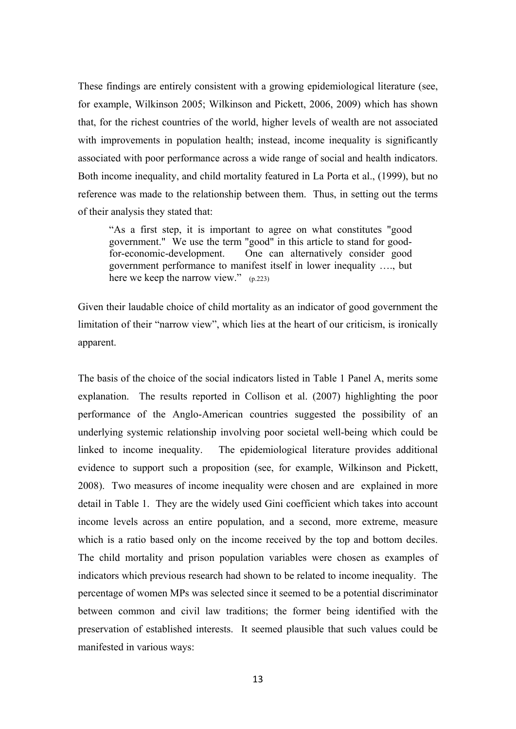These findings are entirely consistent with a growing epidemiological literature (see, for example, Wilkinson 2005; Wilkinson and Pickett, 2006, 2009) which has shown that, for the richest countries of the world, higher levels of wealth are not associated with improvements in population health; instead, income inequality is significantly associated with poor performance across a wide range of social and health indicators. Both income inequality, and child mortality featured in La Porta et al., (1999), but no reference was made to the relationship between them. Thus, in setting out the terms of their analysis they stated that:

> "As a first step, it is important to agree on what constitutes "good government." We use the term "good" in this article to stand for good-for-economic-development. One can alternatively consider good government performance to manifest itself in lower inequality …., but here we keep the narrow view." (p.223)

Given their laudable choice of child mortality as an indicator of good government the limitation of their "narrow view", which lies at the heart of our criticism, is ironically apparent.

The basis of the choice of the social indicators listed in Table 1 Panel A, merits some explanation. The results reported in Collison et al. (2007) highlighting the poor performance of the Anglo-American countries suggested the possibility of an underlying systemic relationship involving poor societal well-being which could be linked to income inequality. The epidemiological literature provides additional evidence to support such a proposition (see, for example, Wilkinson and Pickett, 2008). Two measures of income inequality were chosen and are explained in more detail in Table 1. They are the widely used Gini coefficient which takes into account income levels across an entire population, and a second, more extreme, measure which is a ratio based only on the income received by the top and bottom deciles. The child mortality and prison population variables were chosen as examples of indicators which previous research had shown to be related to income inequality. The percentage of women MPs was selected since it seemed to be a potential discriminator between common and civil law traditions; the former being identified with the preservation of established interests. It seemed plausible that such values could be manifested in various ways: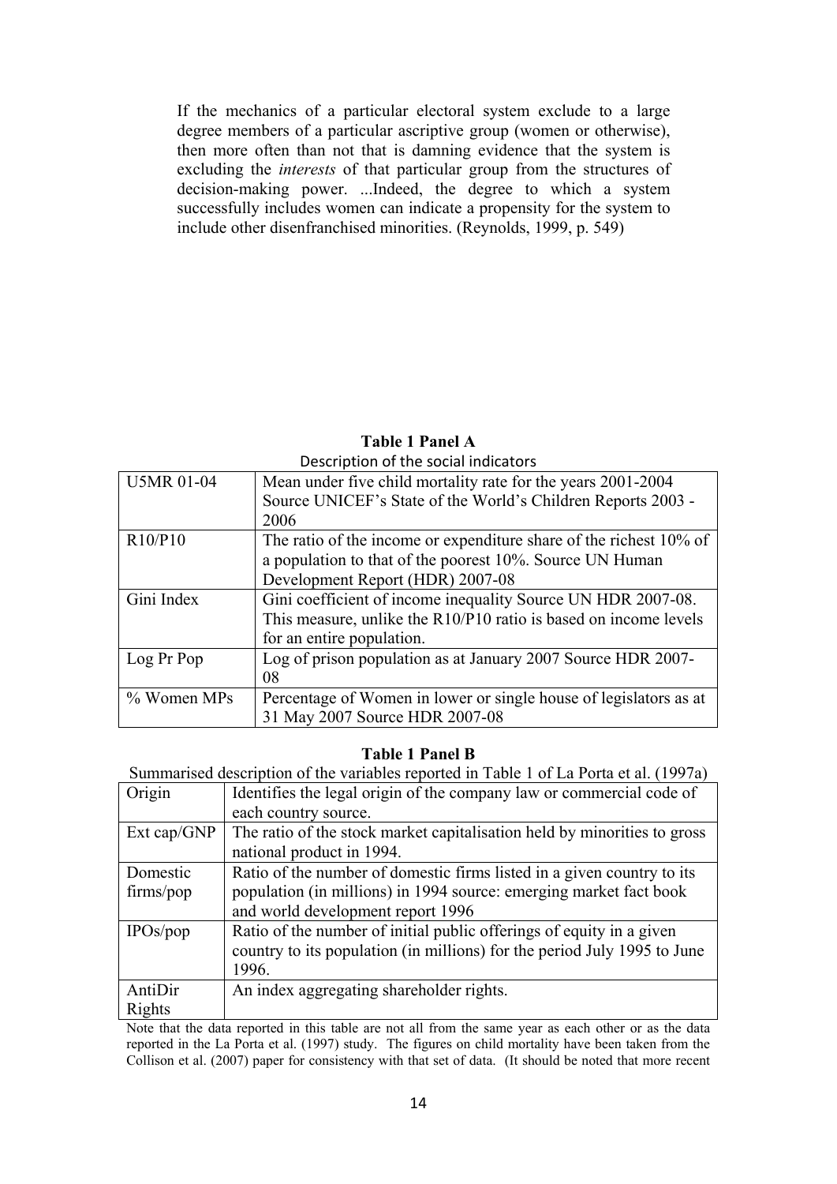> If the mechanics of a particular electoral system exclude to a large degree members of a particular ascriptive group (women or otherwise), then more often than not that is damning evidence that the system is excluding the *interests* of that particular group from the structures of decision-making power. ...Indeed, the degree to which a system successfully includes women can indicate a propensity for the system to include other disenfranchised minorities. (Reynolds, 1999, p. 549)

**Table 1 Panel A**

Description of the social indicators

| | |
|---|---|
| U5MR 01-04 | Mean under five child mortality rate for the years 2001-2004 Source UNICEF's State of the World's Children Reports 2003 - 2006 |
| R10/P10 | The ratio of the income or expenditure share of the richest 10% of a population to that of the poorest 10%. Source UN Human Development Report (HDR) 2007-08 |
| Gini Index | Gini coefficient of income inequality Source UN HDR 2007-08. This measure, unlike the R10/P10 ratio is based on income levels for an entire population. |
| Log Pr Pop | Log of prison population as at January 2007 Source HDR 2007-08 |
| % Women MPs | Percentage of Women in lower or single house of legislators as at 31 May 2007 Source HDR 2007-08 |

**Table 1 Panel B**

Summarised description of the variables reported in Table 1 of La Porta et al. (1997a)

| | |
|---|---|
| Origin | Identifies the legal origin of the company law or commercial code of each country source. |
| Ext cap/GNP | The ratio of the stock market capitalisation held by minorities to gross national product in 1994. |
| Domestic firms/pop | Ratio of the number of domestic firms listed in a given country to its population (in millions) in 1994 source: emerging market fact book and world development report 1996 |
| IPOs/pop | Ratio of the number of initial public offerings of equity in a given country to its population (in millions) for the period July 1995 to June 1996. |
| AntiDir Rights | An index aggregating shareholder rights. |

Note that the data reported in this table are not all from the same year as each other or as the data reported in the La Porta et al. (1997) study. The figures on child mortality have been taken from the Collison et al. (2007) paper for consistency with that set of data. (It should be noted that more recent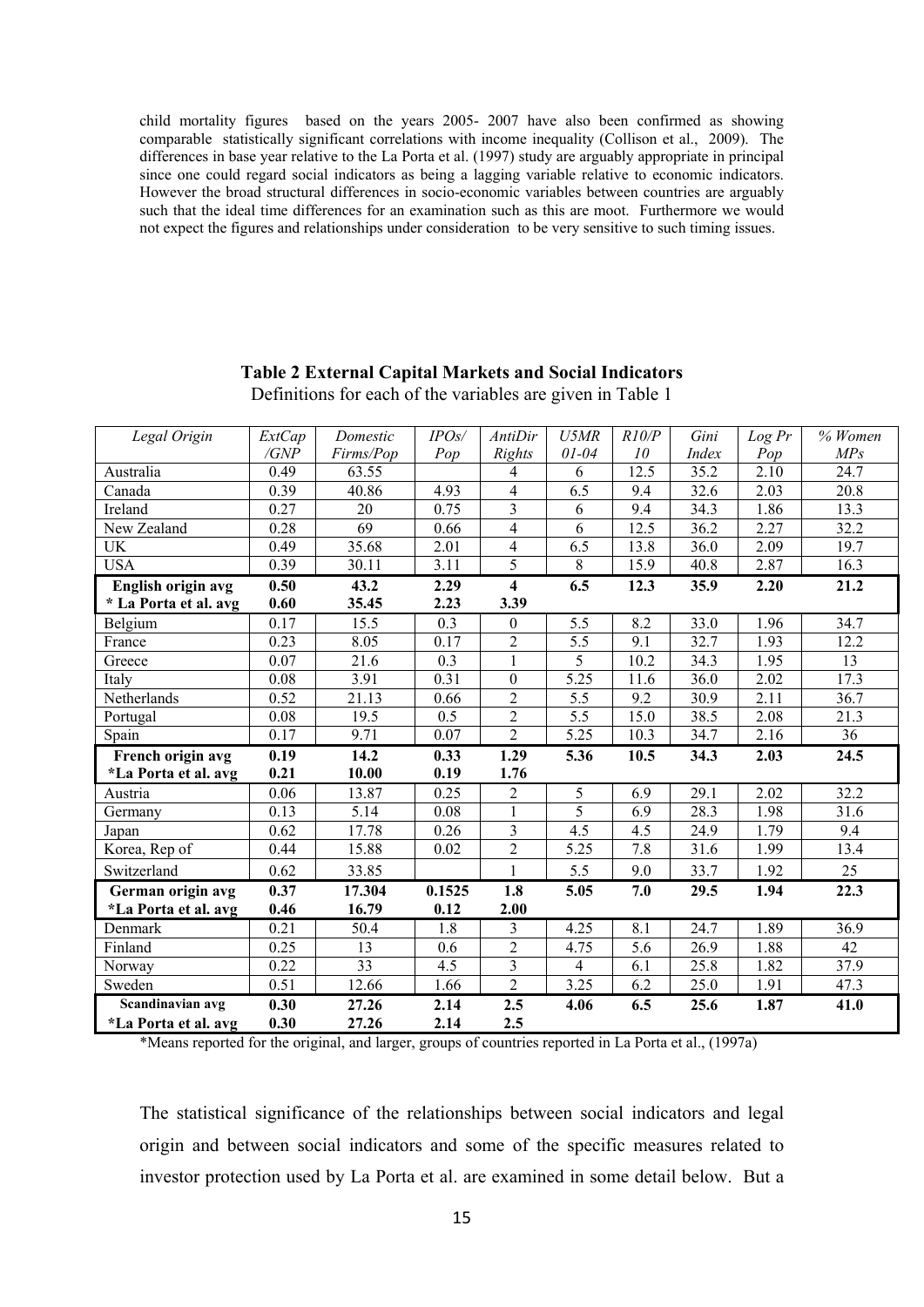child mortality figures based on the years 2005- 2007 have also been confirmed as showing comparable statistically significant correlations with income inequality (Collison et al., 2009). The differences in base year relative to the La Porta et al. (1997) study are arguably appropriate in principal since one could regard social indicators as being a lagging variable relative to economic indicators. However the broad structural differences in socio-economic variables between countries are arguably such that the ideal time differences for an examination such as this are moot. Furthermore we would not expect the figures and relationships under consideration to be very sensitive to such timing issues.

**Table 2 External Capital Markets and Social Indicators**

Definitions for each of the variables are given in Table 1

| *Legal Origin* | *ExtCap /GNP* | *Domestic Firms/Pop* | *IPOs/ Pop* | *AntiDir Rights* | *U5MR 01-04* | *R10/P 10* | *Gini Index* | *Log Pr Pop* | *% Women MPs* |
|---|---|---|---|---|---|---|---|---|---|
| Australia | 0.49 | 63.55 | | 4 | 6 | 12.5 | 35.2 | 2.10 | 24.7 |
| Canada | 0.39 | 40.86 | 4.93 | 4 | 6.5 | 9.4 | 32.6 | 2.03 | 20.8 |
| Ireland | 0.27 | 20 | 0.75 | 3 | 6 | 9.4 | 34.3 | 1.86 | 13.3 |
| New Zealand | 0.28 | 69 | 0.66 | 4 | 6 | 12.5 | 36.2 | 2.27 | 32.2 |
| UK | 0.49 | 35.68 | 2.01 | 4 | 6.5 | 13.8 | 36.0 | 2.09 | 19.7 |
| USA | 0.39 | 30.11 | 3.11 | 5 | 8 | 15.9 | 40.8 | 2.87 | 16.3 |
| **English origin avg** | **0.50** | **43.2** | **2.29** | **4** | **6.5** | **12.3** | **35.9** | **2.20** | **21.2** |
| **\* La Porta et al. avg** | **0.60** | **35.45** | **2.23** | **3.39** | | | | | |
| Belgium | 0.17 | 15.5 | 0.3 | 0 | 5.5 | 8.2 | 33.0 | 1.96 | 34.7 |
| France | 0.23 | 8.05 | 0.17 | 2 | 5.5 | 9.1 | 32.7 | 1.93 | 12.2 |
| Greece | 0.07 | 21.6 | 0.3 | 1 | 5 | 10.2 | 34.3 | 1.95 | 13 |
| Italy | 0.08 | 3.91 | 0.31 | 0 | 5.25 | 11.6 | 36.0 | 2.02 | 17.3 |
| Netherlands | 0.52 | 21.13 | 0.66 | 2 | 5.5 | 9.2 | 30.9 | 2.11 | 36.7 |
| Portugal | 0.08 | 19.5 | 0.5 | 2 | 5.5 | 15.0 | 38.5 | 2.08 | 21.3 |
| Spain | 0.17 | 9.71 | 0.07 | 2 | 5.25 | 10.3 | 34.7 | 2.16 | 36 |
| **French origin avg** | **0.19** | **14.2** | **0.33** | **1.29** | **5.36** | **10.5** | **34.3** | **2.03** | **24.5** |
| **\*La Porta et al. avg** | **0.21** | **10.00** | **0.19** | **1.76** | | | | | |
| Austria | 0.06 | 13.87 | 0.25 | 2 | 5 | 6.9 | 29.1 | 2.02 | 32.2 |
| Germany | 0.13 | 5.14 | 0.08 | 1 | 5 | 6.9 | 28.3 | 1.98 | 31.6 |
| Japan | 0.62 | 17.78 | 0.26 | 3 | 4.5 | 4.5 | 24.9 | 1.79 | 9.4 |
| Korea, Rep of | 0.44 | 15.88 | 0.02 | 2 | 5.25 | 7.8 | 31.6 | 1.99 | 13.4 |
| Switzerland | 0.62 | 33.85 | | 1 | 5.5 | 9.0 | 33.7 | 1.92 | 25 |
| **German origin avg** | **0.37** | **17.304** | **0.1525** | **1.8** | **5.05** | **7.0** | **29.5** | **1.94** | **22.3** |
| **\*La Porta et al. avg** | **0.46** | **16.79** | **0.12** | **2.00** | | | | | |
| Denmark | 0.21 | 50.4 | 1.8 | 3 | 4.25 | 8.1 | 24.7 | 1.89 | 36.9 |
| Finland | 0.25 | 13 | 0.6 | 2 | 4.75 | 5.6 | 26.9 | 1.88 | 42 |
| Norway | 0.22 | 33 | 4.5 | 3 | 4 | 6.1 | 25.8 | 1.82 | 37.9 |
| Sweden | 0.51 | 12.66 | 1.66 | 2 | 3.25 | 6.2 | 25.0 | 1.91 | 47.3 |
| **Scandinavian avg** | **0.30** | **27.26** | **2.14** | **2.5** | **4.06** | **6.5** | **25.6** | **1.87** | **41.0** |
| **\*La Porta et al. avg** | **0.30** | **27.26** | **2.14** | **2.5** | | | | | |

*Means reported for the original, and larger, groups of countries reported in La Porta et al., (1997a)

The statistical significance of the relationships between social indicators and legal origin and between social indicators and some of the specific measures related to investor protection used by La Porta et al. are examined in some detail below. But a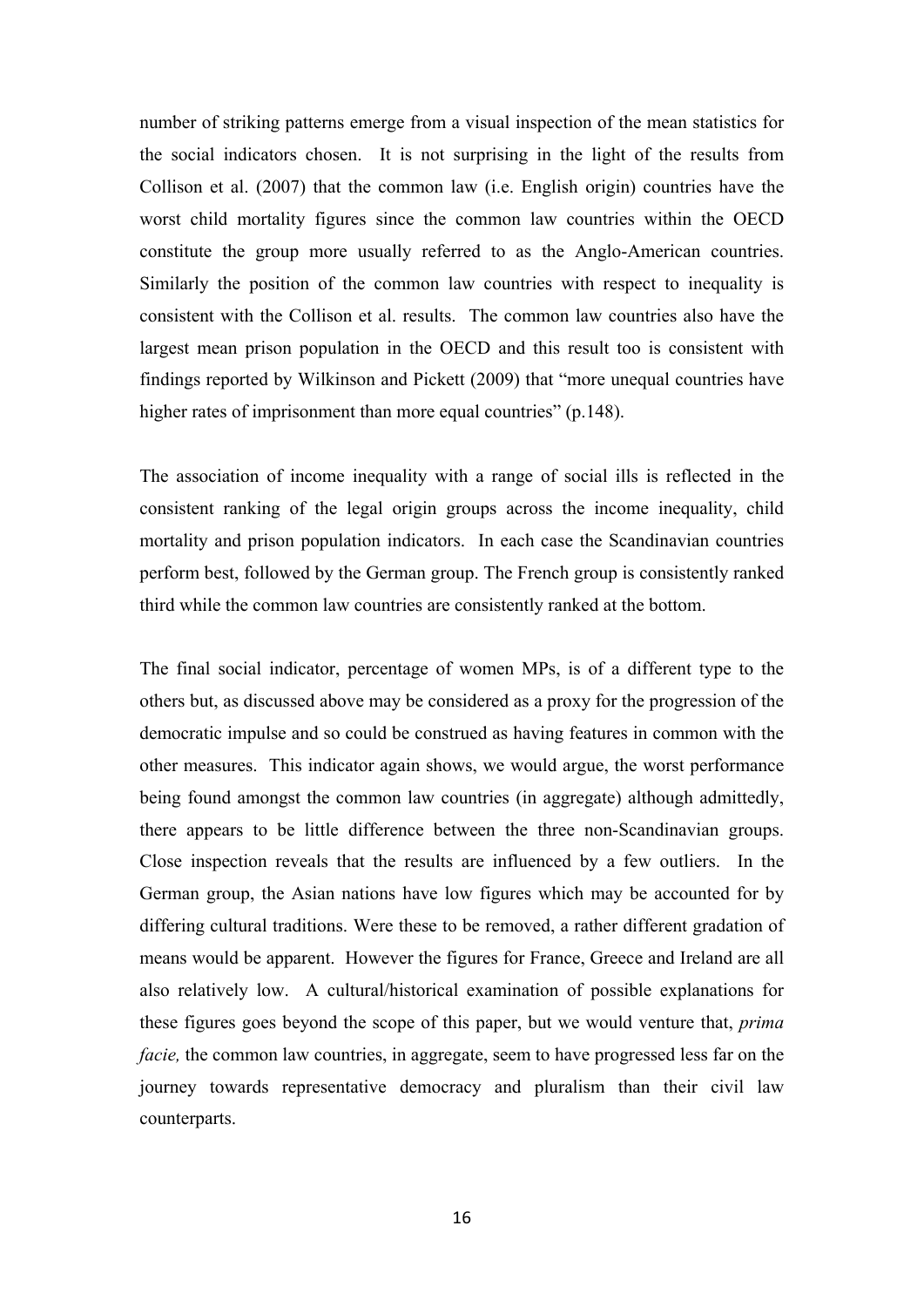number of striking patterns emerge from a visual inspection of the mean statistics for the social indicators chosen. It is not surprising in the light of the results from Collison et al. (2007) that the common law (i.e. English origin) countries have the worst child mortality figures since the common law countries within the OECD constitute the group more usually referred to as the Anglo-American countries. Similarly the position of the common law countries with respect to inequality is consistent with the Collison et al. results. The common law countries also have the largest mean prison population in the OECD and this result too is consistent with findings reported by Wilkinson and Pickett (2009) that "more unequal countries have higher rates of imprisonment than more equal countries" (p.148).

The association of income inequality with a range of social ills is reflected in the consistent ranking of the legal origin groups across the income inequality, child mortality and prison population indicators. In each case the Scandinavian countries perform best, followed by the German group. The French group is consistently ranked third while the common law countries are consistently ranked at the bottom.

The final social indicator, percentage of women MPs, is of a different type to the others but, as discussed above may be considered as a proxy for the progression of the democratic impulse and so could be construed as having features in common with the other measures. This indicator again shows, we would argue, the worst performance being found amongst the common law countries (in aggregate) although admittedly, there appears to be little difference between the three non-Scandinavian groups. Close inspection reveals that the results are influenced by a few outliers. In the German group, the Asian nations have low figures which may be accounted for by differing cultural traditions. Were these to be removed, a rather different gradation of means would be apparent. However the figures for France, Greece and Ireland are all also relatively low. A cultural/historical examination of possible explanations for these figures goes beyond the scope of this paper, but we would venture that, *prima facie,* the common law countries, in aggregate, seem to have progressed less far on the journey towards representative democracy and pluralism than their civil law counterparts.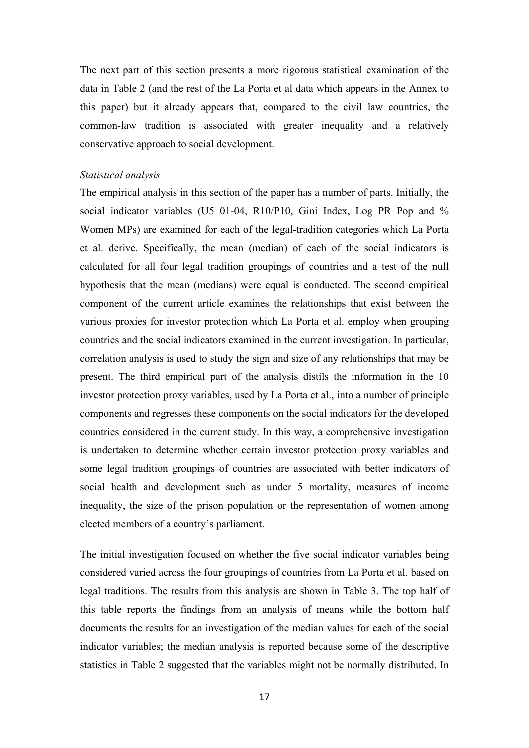The next part of this section presents a more rigorous statistical examination of the data in Table 2 (and the rest of the La Porta et al data which appears in the Annex to this paper) but it already appears that, compared to the civil law countries, the common-law tradition is associated with greater inequality and a relatively conservative approach to social development.

*Statistical analysis*

The empirical analysis in this section of the paper has a number of parts. Initially, the social indicator variables (U5 01-04, R10/P10, Gini Index, Log PR Pop and % Women MPs) are examined for each of the legal-tradition categories which La Porta et al. derive. Specifically, the mean (median) of each of the social indicators is calculated for all four legal tradition groupings of countries and a test of the null hypothesis that the mean (medians) were equal is conducted. The second empirical component of the current article examines the relationships that exist between the various proxies for investor protection which La Porta et al. employ when grouping countries and the social indicators examined in the current investigation. In particular, correlation analysis is used to study the sign and size of any relationships that may be present. The third empirical part of the analysis distils the information in the 10 investor protection proxy variables, used by La Porta et al., into a number of principle components and regresses these components on the social indicators for the developed countries considered in the current study. In this way, a comprehensive investigation is undertaken to determine whether certain investor protection proxy variables and some legal tradition groupings of countries are associated with better indicators of social health and development such as under 5 mortality, measures of income inequality, the size of the prison population or the representation of women among elected members of a country's parliament.

The initial investigation focused on whether the five social indicator variables being considered varied across the four groupings of countries from La Porta et al. based on legal traditions. The results from this analysis are shown in Table 3. The top half of this table reports the findings from an analysis of means while the bottom half documents the results for an investigation of the median values for each of the social indicator variables; the median analysis is reported because some of the descriptive statistics in Table 2 suggested that the variables might not be normally distributed. In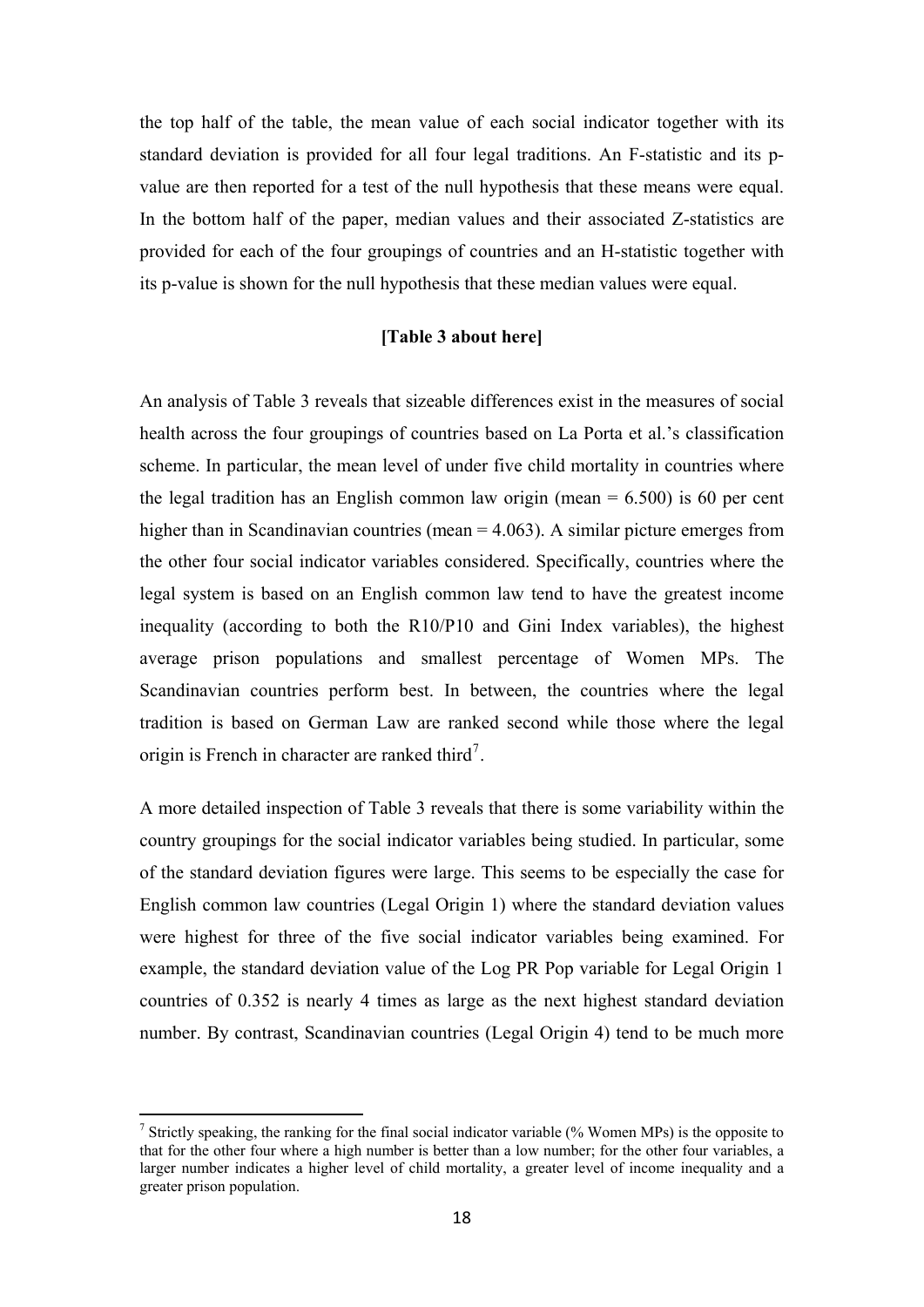the top half of the table, the mean value of each social indicator together with its standard deviation is provided for all four legal traditions. An F-statistic and its p-value are then reported for a test of the null hypothesis that these means were equal. In the bottom half of the paper, median values and their associated Z-statistics are provided for each of the four groupings of countries and an H-statistic together with its p-value is shown for the null hypothesis that these median values were equal.

**[Table 3 about here]**

An analysis of Table 3 reveals that sizeable differences exist in the measures of social health across the four groupings of countries based on La Porta et al.'s classification scheme. In particular, the mean level of under five child mortality in countries where the legal tradition has an English common law origin (mean = 6.500) is 60 per cent higher than in Scandinavian countries (mean = 4.063). A similar picture emerges from the other four social indicator variables considered. Specifically, countries where the legal system is based on an English common law tend to have the greatest income inequality (according to both the R10/P10 and Gini Index variables), the highest average prison populations and smallest percentage of Women MPs. The Scandinavian countries perform best. In between, the countries where the legal tradition is based on German Law are ranked second while those where the legal origin is French in character are ranked third[7].

A more detailed inspection of Table 3 reveals that there is some variability within the country groupings for the social indicator variables being studied. In particular, some of the standard deviation figures were large. This seems to be especially the case for English common law countries (Legal Origin 1) where the standard deviation values were highest for three of the five social indicator variables being examined. For example, the standard deviation value of the Log PR Pop variable for Legal Origin 1 countries of 0.352 is nearly 4 times as large as the next highest standard deviation number. By contrast, Scandinavian countries (Legal Origin 4) tend to be much more

---

[7] Strictly speaking, the ranking for the final social indicator variable (% Women MPs) is the opposite to that for the other four where a high number is better than a low number; for the other four variables, a larger number indicates a higher level of child mortality, a greater level of income inequality and a greater prison population.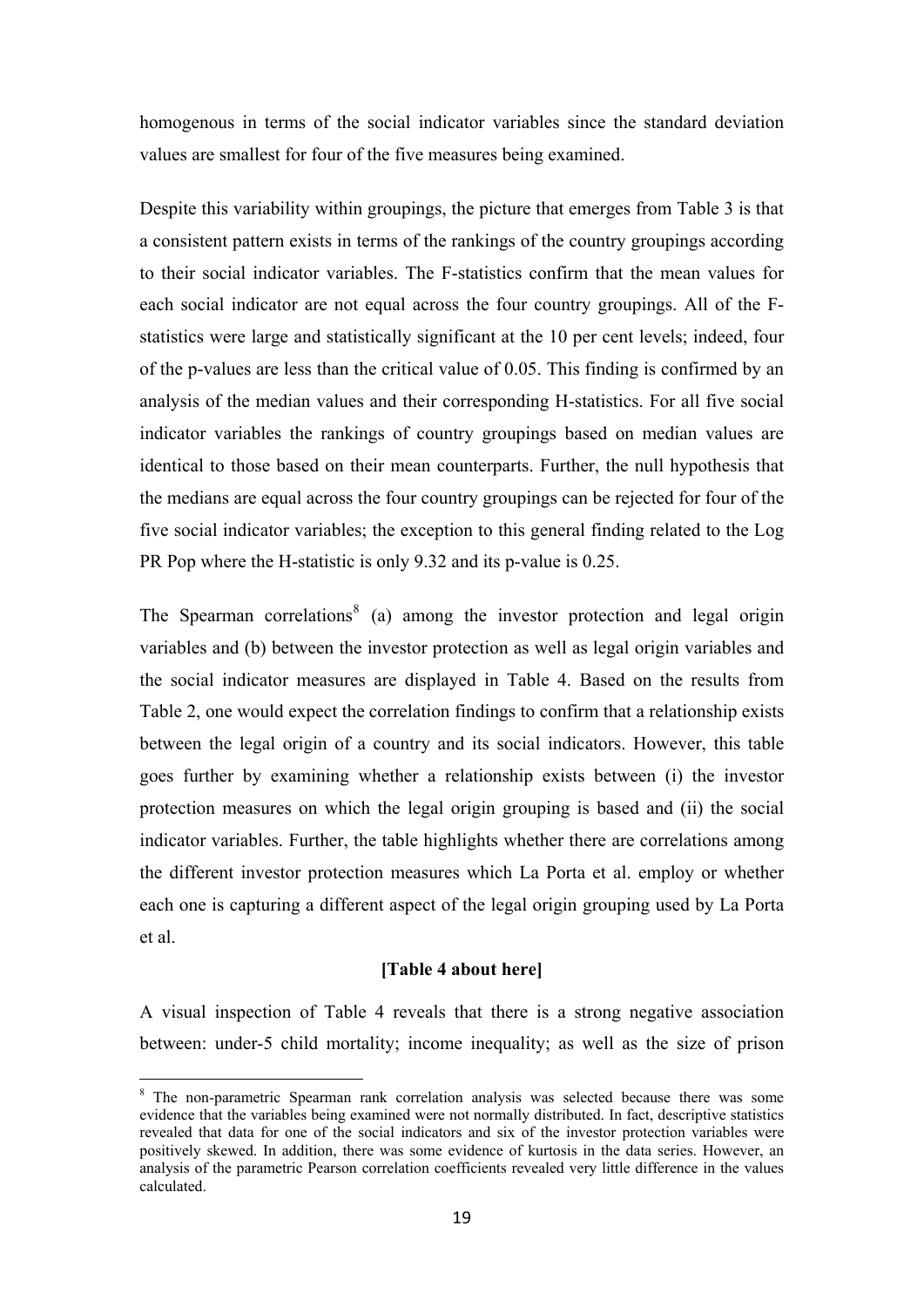homogenous in terms of the social indicator variables since the standard deviation values are smallest for four of the five measures being examined.

Despite this variability within groupings, the picture that emerges from Table 3 is that a consistent pattern exists in terms of the rankings of the country groupings according to their social indicator variables. The F-statistics confirm that the mean values for each social indicator are not equal across the four country groupings. All of the F-statistics were large and statistically significant at the 10 per cent levels; indeed, four of the p-values are less than the critical value of 0.05. This finding is confirmed by an analysis of the median values and their corresponding H-statistics. For all five social indicator variables the rankings of country groupings based on median values are identical to those based on their mean counterparts. Further, the null hypothesis that the medians are equal across the four country groupings can be rejected for four of the five social indicator variables; the exception to this general finding related to the Log PR Pop where the H-statistic is only 9.32 and its p-value is 0.25.

The Spearman correlations[8] (a) among the investor protection and legal origin variables and (b) between the investor protection as well as legal origin variables and the social indicator measures are displayed in Table 4. Based on the results from Table 2, one would expect the correlation findings to confirm that a relationship exists between the legal origin of a country and its social indicators. However, this table goes further by examining whether a relationship exists between (i) the investor protection measures on which the legal origin grouping is based and (ii) the social indicator variables. Further, the table highlights whether there are correlations among the different investor protection measures which La Porta et al. employ or whether each one is capturing a different aspect of the legal origin grouping used by La Porta et al.

**[Table 4 about here]**

A visual inspection of Table 4 reveals that there is a strong negative association between: under-5 child mortality; income inequality; as well as the size of prison

[8] The non-parametric Spearman rank correlation analysis was selected because there was some evidence that the variables being examined were not normally distributed. In fact, descriptive statistics revealed that data for one of the social indicators and six of the investor protection variables were positively skewed. In addition, there was some evidence of kurtosis in the data series. However, an analysis of the parametric Pearson correlation coefficients revealed very little difference in the values calculated.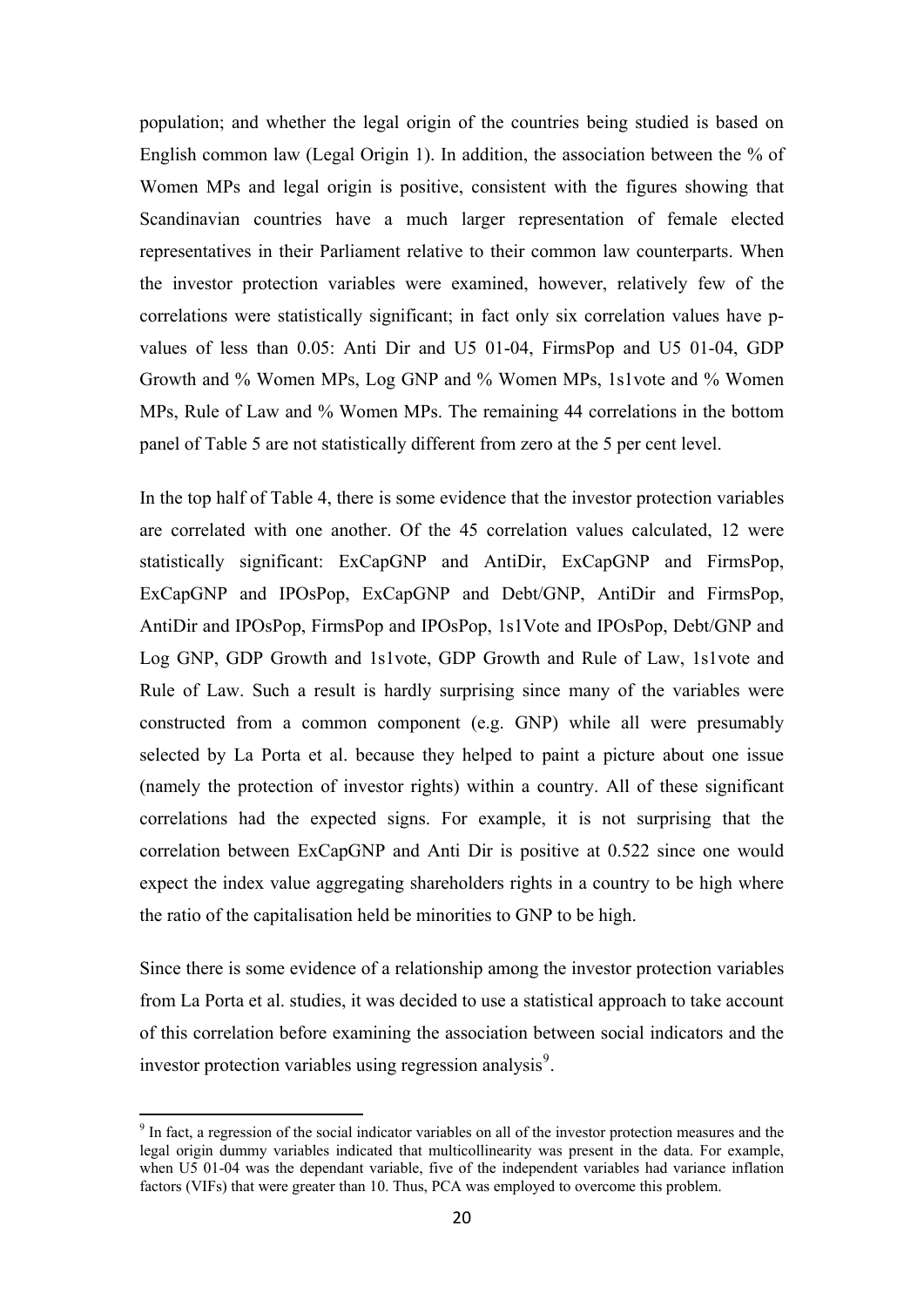population; and whether the legal origin of the countries being studied is based on English common law (Legal Origin 1). In addition, the association between the % of Women MPs and legal origin is positive, consistent with the figures showing that Scandinavian countries have a much larger representation of female elected representatives in their Parliament relative to their common law counterparts. When the investor protection variables were examined, however, relatively few of the correlations were statistically significant; in fact only six correlation values have p-values of less than 0.05: Anti Dir and U5 01-04, FirmsPop and U5 01-04, GDP Growth and % Women MPs, Log GNP and % Women MPs, 1s1vote and % Women MPs, Rule of Law and % Women MPs. The remaining 44 correlations in the bottom panel of Table 5 are not statistically different from zero at the 5 per cent level.

In the top half of Table 4, there is some evidence that the investor protection variables are correlated with one another. Of the 45 correlation values calculated, 12 were statistically significant: ExCapGNP and AntiDir, ExCapGNP and FirmsPop, ExCapGNP and IPOsPop, ExCapGNP and Debt/GNP, AntiDir and FirmsPop, AntiDir and IPOsPop, FirmsPop and IPOsPop, 1s1Vote and IPOsPop, Debt/GNP and Log GNP, GDP Growth and 1s1vote, GDP Growth and Rule of Law, 1s1vote and Rule of Law. Such a result is hardly surprising since many of the variables were constructed from a common component (e.g. GNP) while all were presumably selected by La Porta et al. because they helped to paint a picture about one issue (namely the protection of investor rights) within a country. All of these significant correlations had the expected signs. For example, it is not surprising that the correlation between ExCapGNP and Anti Dir is positive at 0.522 since one would expect the index value aggregating shareholders rights in a country to be high where the ratio of the capitalisation held be minorities to GNP to be high.

Since there is some evidence of a relationship among the investor protection variables from La Porta et al. studies, it was decided to use a statistical approach to take account of this correlation before examining the association between social indicators and the investor protection variables using regression analysis[9].

[9] In fact, a regression of the social indicator variables on all of the investor protection measures and the legal origin dummy variables indicated that multicollinearity was present in the data. For example, when U5 01-04 was the dependant variable, five of the independent variables had variance inflation factors (VIFs) that were greater than 10. Thus, PCA was employed to overcome this problem.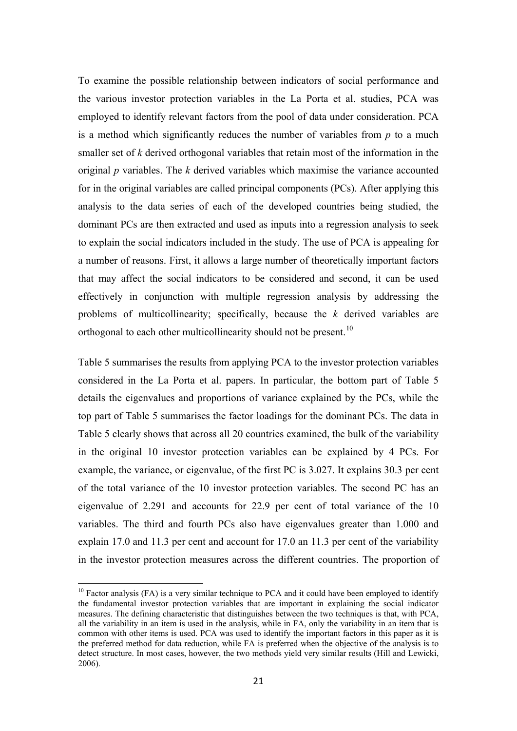To examine the possible relationship between indicators of social performance and the various investor protection variables in the La Porta et al. studies, PCA was employed to identify relevant factors from the pool of data under consideration. PCA is a method which significantly reduces the number of variables from $p$ to a much smaller set of $k$ derived orthogonal variables that retain most of the information in the original $p$ variables. The $k$ derived variables which maximise the variance accounted for in the original variables are called principal components (PCs). After applying this analysis to the data series of each of the developed countries being studied, the dominant PCs are then extracted and used as inputs into a regression analysis to seek to explain the social indicators included in the study. The use of PCA is appealing for a number of reasons. First, it allows a large number of theoretically important factors that may affect the social indicators to be considered and second, it can be used effectively in conjunction with multiple regression analysis by addressing the problems of multicollinearity; specifically, because the $k$ derived variables are orthogonal to each other multicollinearity should not be present.[10]

Table 5 summarises the results from applying PCA to the investor protection variables considered in the La Porta et al. papers. In particular, the bottom part of Table 5 details the eigenvalues and proportions of variance explained by the PCs, while the top part of Table 5 summarises the factor loadings for the dominant PCs. The data in Table 5 clearly shows that across all 20 countries examined, the bulk of the variability in the original 10 investor protection variables can be explained by 4 PCs. For example, the variance, or eigenvalue, of the first PC is 3.027. It explains 30.3 per cent of the total variance of the 10 investor protection variables. The second PC has an eigenvalue of 2.291 and accounts for 22.9 per cent of total variance of the 10 variables. The third and fourth PCs also have eigenvalues greater than 1.000 and explain 17.0 and 11.3 per cent and account for 17.0 an 11.3 per cent of the variability in the investor protection measures across the different countries. The proportion of

[10] Factor analysis (FA) is a very similar technique to PCA and it could have been employed to identify the fundamental investor protection variables that are important in explaining the social indicator measures. The defining characteristic that distinguishes between the two techniques is that, with PCA, all the variability in an item is used in the analysis, while in FA, only the variability in an item that is common with other items is used. PCA was used to identify the important factors in this paper as it is the preferred method for data reduction, while FA is preferred when the objective of the analysis is to detect structure. In most cases, however, the two methods yield very similar results (Hill and Lewicki, 2006).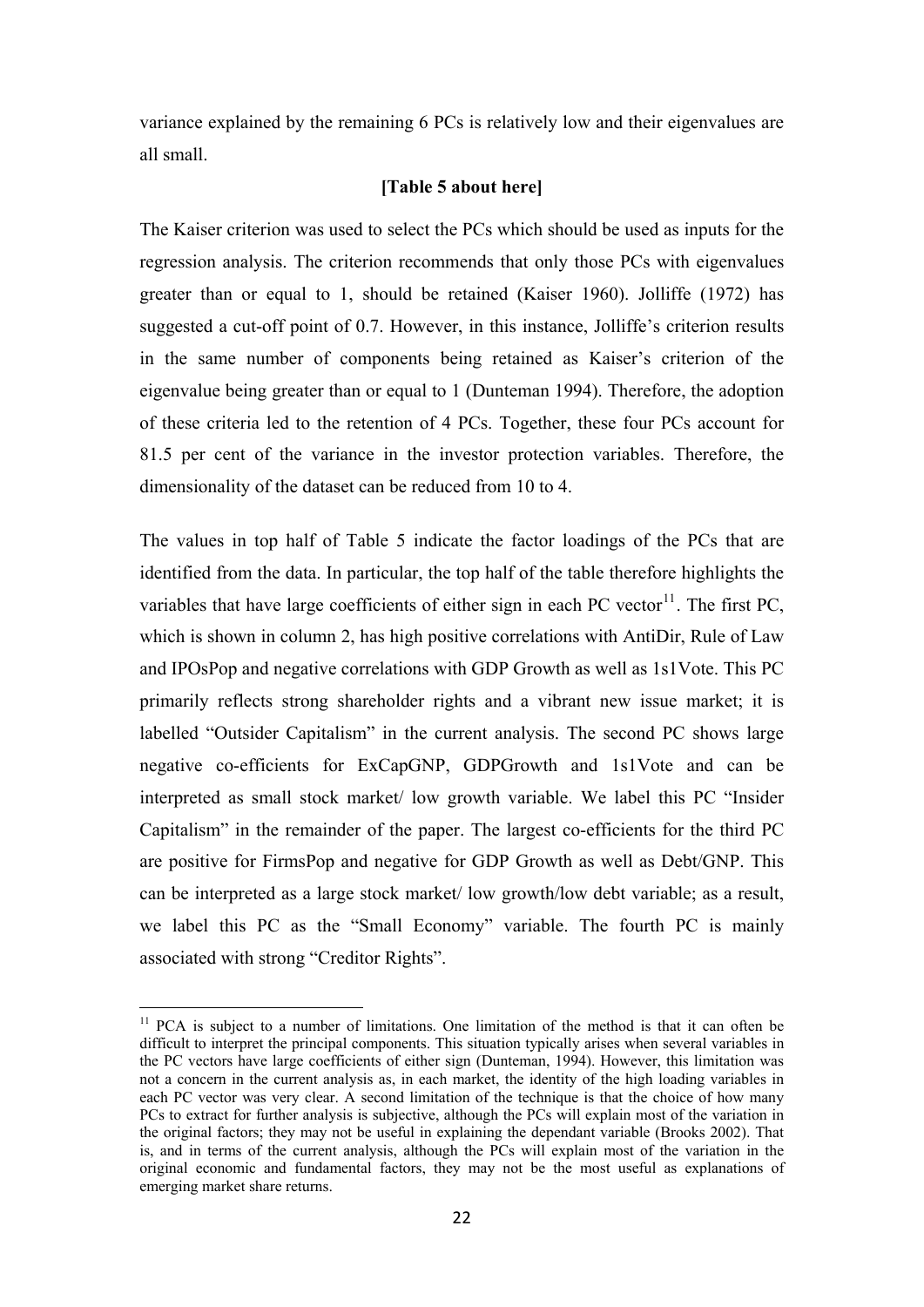variance explained by the remaining 6 PCs is relatively low and their eigenvalues are all small.

**[Table 5 about here]**

The Kaiser criterion was used to select the PCs which should be used as inputs for the regression analysis. The criterion recommends that only those PCs with eigenvalues greater than or equal to 1, should be retained (Kaiser 1960). Jolliffe (1972) has suggested a cut-off point of 0.7. However, in this instance, Jolliffe's criterion results in the same number of components being retained as Kaiser's criterion of the eigenvalue being greater than or equal to 1 (Dunteman 1994). Therefore, the adoption of these criteria led to the retention of 4 PCs. Together, these four PCs account for 81.5 per cent of the variance in the investor protection variables. Therefore, the dimensionality of the dataset can be reduced from 10 to 4.

The values in top half of Table 5 indicate the factor loadings of the PCs that are identified from the data. In particular, the top half of the table therefore highlights the variables that have large coefficients of either sign in each PC vector[11]. The first PC, which is shown in column 2, has high positive correlations with AntiDir, Rule of Law and IPOsPop and negative correlations with GDP Growth as well as 1s1Vote. This PC primarily reflects strong shareholder rights and a vibrant new issue market; it is labelled "Outsider Capitalism" in the current analysis. The second PC shows large negative co-efficients for ExCapGNP, GDPGrowth and 1s1Vote and can be interpreted as small stock market/ low growth variable. We label this PC "Insider Capitalism" in the remainder of the paper. The largest co-efficients for the third PC are positive for FirmsPop and negative for GDP Growth as well as Debt/GNP. This can be interpreted as a large stock market/ low growth/low debt variable; as a result, we label this PC as the "Small Economy" variable. The fourth PC is mainly associated with strong "Creditor Rights".

[11] PCA is subject to a number of limitations. One limitation of the method is that it can often be difficult to interpret the principal components. This situation typically arises when several variables in the PC vectors have large coefficients of either sign (Dunteman, 1994). However, this limitation was not a concern in the current analysis as, in each market, the identity of the high loading variables in each PC vector was very clear. A second limitation of the technique is that the choice of how many PCs to extract for further analysis is subjective, although the PCs will explain most of the variation in the original factors; they may not be useful in explaining the dependant variable (Brooks 2002). That is, and in terms of the current analysis, although the PCs will explain most of the variation in the original economic and fundamental factors, they may not be the most useful as explanations of emerging market share returns.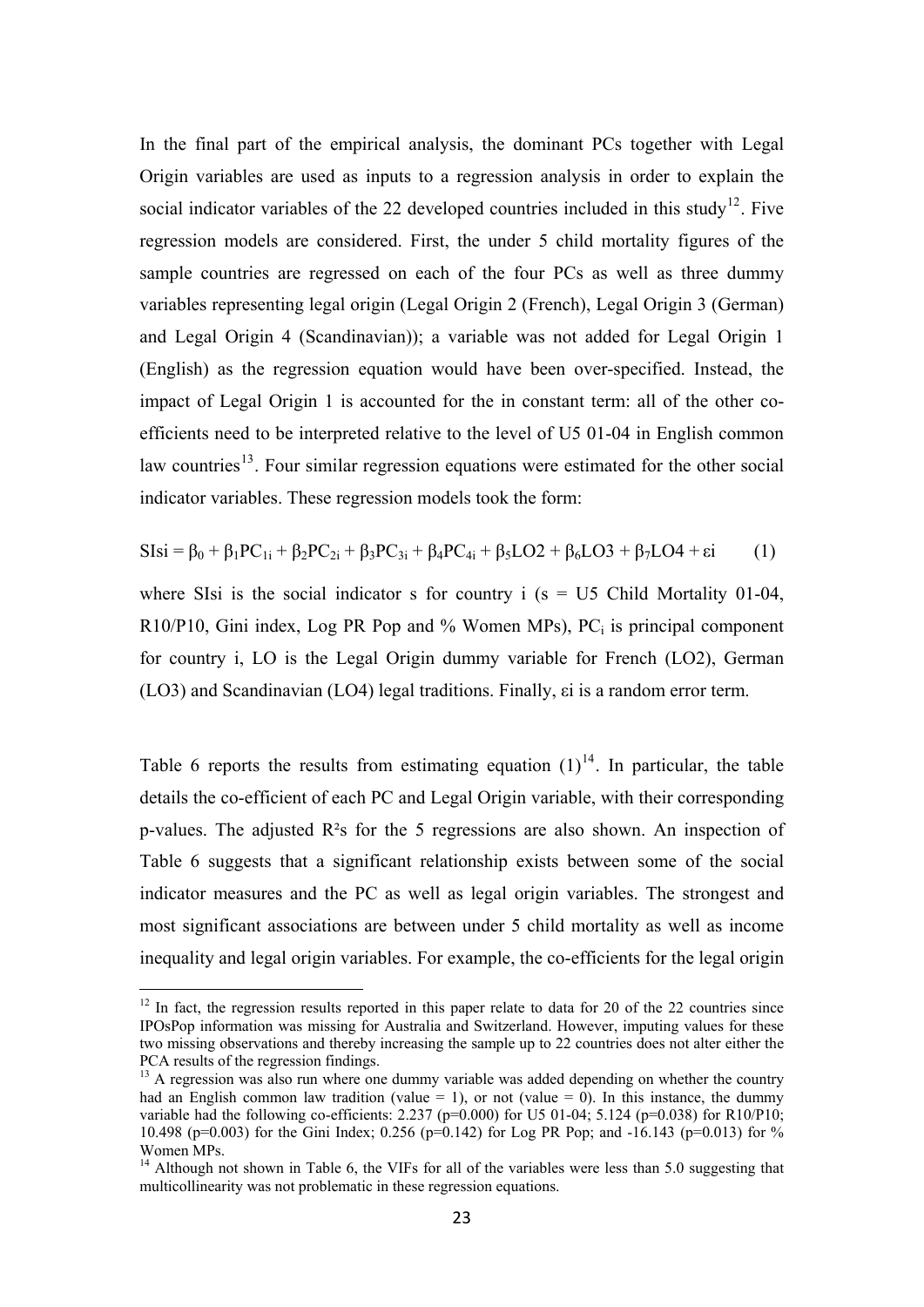In the final part of the empirical analysis, the dominant PCs together with Legal Origin variables are used as inputs to a regression analysis in order to explain the social indicator variables of the 22 developed countries included in this study[12]. Five regression models are considered. First, the under 5 child mortality figures of the sample countries are regressed on each of the four PCs as well as three dummy variables representing legal origin (Legal Origin 2 (French), Legal Origin 3 (German) and Legal Origin 4 (Scandinavian)); a variable was not added for Legal Origin 1 (English) as the regression equation would have been over-specified. Instead, the impact of Legal Origin 1 is accounted for the in constant term: all of the other co-efficients need to be interpreted relative to the level of U5 01-04 in English common law countries[13]. Four similar regression equations were estimated for the other social indicator variables. These regression models took the form:

$$SIsi = \beta_0 + \beta_1 PC_{1i} + \beta_2 PC_{2i} + \beta_3 PC_{3i} + \beta_4 PC_{4i} + \beta_5 LO2 + \beta_6 LO3 + \beta_7 LO4 + \varepsilon i \qquad (1)$$

where SIsi is the social indicator s for country i (s = U5 Child Mortality 01-04, R10/P10, Gini index, Log PR Pop and % Women MPs), $PC_i$ is principal component for country i, LO is the Legal Origin dummy variable for French (LO2), German (LO3) and Scandinavian (LO4) legal traditions. Finally, $\varepsilon i$ is a random error term.

Table 6 reports the results from estimating equation (1)[14]. In particular, the table details the co-efficient of each PC and Legal Origin variable, with their corresponding p-values. The adjusted $R^2$s for the 5 regressions are also shown. An inspection of Table 6 suggests that a significant relationship exists between some of the social indicator measures and the PC as well as legal origin variables. The strongest and most significant associations are between under 5 child mortality as well as income inequality and legal origin variables. For example, the co-efficients for the legal origin

---

[12] In fact, the regression results reported in this paper relate to data for 20 of the 22 countries since IPOsPop information was missing for Australia and Switzerland. However, imputing values for these two missing observations and thereby increasing the sample up to 22 countries does not alter either the PCA results of the regression findings.

[13] A regression was also run where one dummy variable was added depending on whether the country had an English common law tradition (value = 1), or not (value = 0). In this instance, the dummy variable had the following co-efficients: 2.237 (p=0.000) for U5 01-04; 5.124 (p=0.038) for R10/P10; 10.498 (p=0.003) for the Gini Index; 0.256 (p=0.142) for Log PR Pop; and -16.143 (p=0.013) for % Women MPs.

[14] Although not shown in Table 6, the VIFs for all of the variables were less than 5.0 suggesting that multicollinearity was not problematic in these regression equations.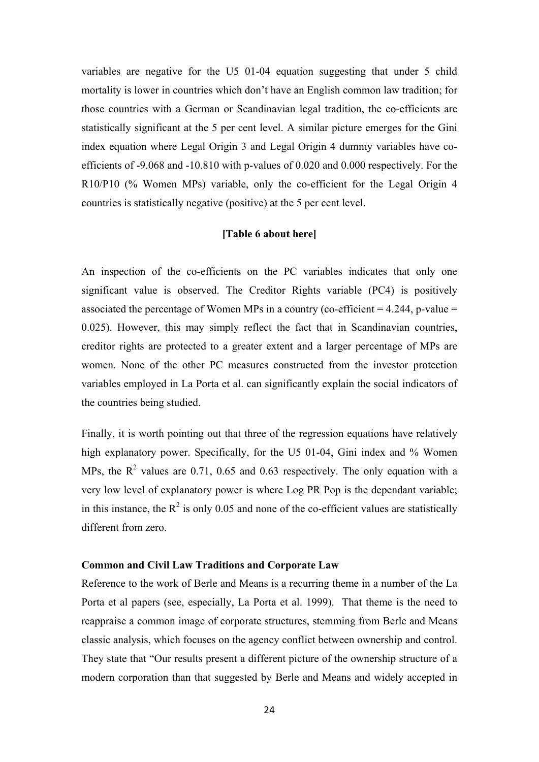variables are negative for the U5 01-04 equation suggesting that under 5 child mortality is lower in countries which don't have an English common law tradition; for those countries with a German or Scandinavian legal tradition, the co-efficients are statistically significant at the 5 per cent level. A similar picture emerges for the Gini index equation where Legal Origin 3 and Legal Origin 4 dummy variables have co-efficients of -9.068 and -10.810 with p-values of 0.020 and 0.000 respectively. For the R10/P10 (% Women MPs) variable, only the co-efficient for the Legal Origin 4 countries is statistically negative (positive) at the 5 per cent level.

**[Table 6 about here]**

An inspection of the co-efficients on the PC variables indicates that only one significant value is observed. The Creditor Rights variable (PC4) is positively associated the percentage of Women MPs in a country (co-efficient = 4.244, p-value = 0.025). However, this may simply reflect the fact that in Scandinavian countries, creditor rights are protected to a greater extent and a larger percentage of MPs are women. None of the other PC measures constructed from the investor protection variables employed in La Porta et al. can significantly explain the social indicators of the countries being studied.

Finally, it is worth pointing out that three of the regression equations have relatively high explanatory power. Specifically, for the U5 01-04, Gini index and % Women MPs, the $R^2$ values are 0.71, 0.65 and 0.63 respectively. The only equation with a very low level of explanatory power is where Log PR Pop is the dependant variable; in this instance, the $R^2$ is only 0.05 and none of the co-efficient values are statistically different from zero.

### Common and Civil Law Traditions and Corporate Law

Reference to the work of Berle and Means is a recurring theme in a number of the La Porta et al papers (see, especially, La Porta et al. 1999). That theme is the need to reappraise a common image of corporate structures, stemming from Berle and Means classic analysis, which focuses on the agency conflict between ownership and control. They state that "Our results present a different picture of the ownership structure of a modern corporation than that suggested by Berle and Means and widely accepted in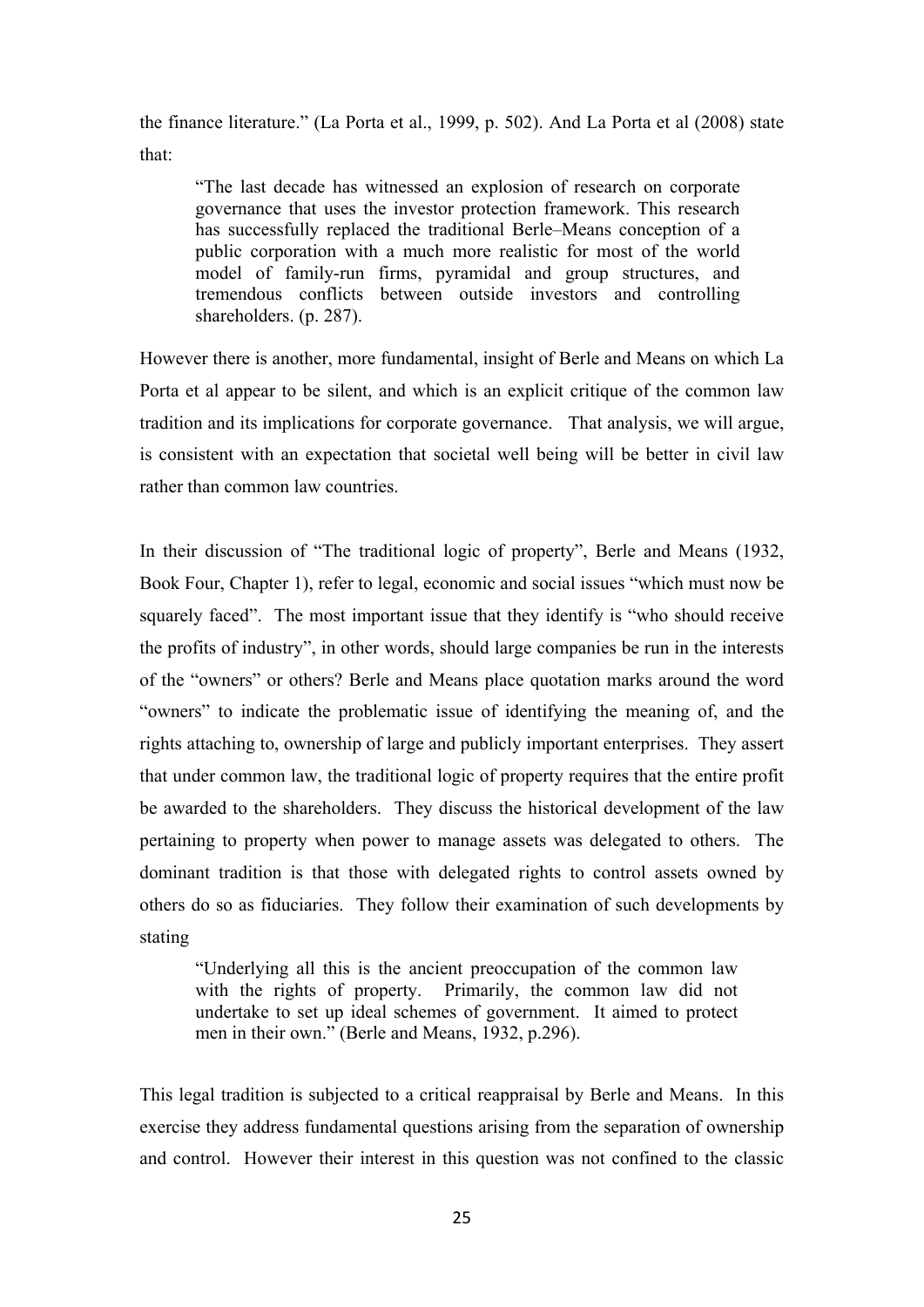the finance literature." (La Porta et al., 1999, p. 502). And La Porta et al (2008) state that:

> "The last decade has witnessed an explosion of research on corporate governance that uses the investor protection framework. This research has successfully replaced the traditional Berle–Means conception of a public corporation with a much more realistic for most of the world model of family-run firms, pyramidal and group structures, and tremendous conflicts between outside investors and controlling shareholders. (p. 287).

However there is another, more fundamental, insight of Berle and Means on which La Porta et al appear to be silent, and which is an explicit critique of the common law tradition and its implications for corporate governance. That analysis, we will argue, is consistent with an expectation that societal well being will be better in civil law rather than common law countries.

In their discussion of "The traditional logic of property", Berle and Means (1932, Book Four, Chapter 1), refer to legal, economic and social issues "which must now be squarely faced". The most important issue that they identify is "who should receive the profits of industry", in other words, should large companies be run in the interests of the "owners" or others? Berle and Means place quotation marks around the word "owners" to indicate the problematic issue of identifying the meaning of, and the rights attaching to, ownership of large and publicly important enterprises. They assert that under common law, the traditional logic of property requires that the entire profit be awarded to the shareholders. They discuss the historical development of the law pertaining to property when power to manage assets was delegated to others. The dominant tradition is that those with delegated rights to control assets owned by others do so as fiduciaries. They follow their examination of such developments by stating

> "Underlying all this is the ancient preoccupation of the common law with the rights of property. Primarily, the common law did not undertake to set up ideal schemes of government. It aimed to protect men in their own." (Berle and Means, 1932, p.296).

This legal tradition is subjected to a critical reappraisal by Berle and Means. In this exercise they address fundamental questions arising from the separation of ownership and control. However their interest in this question was not confined to the classic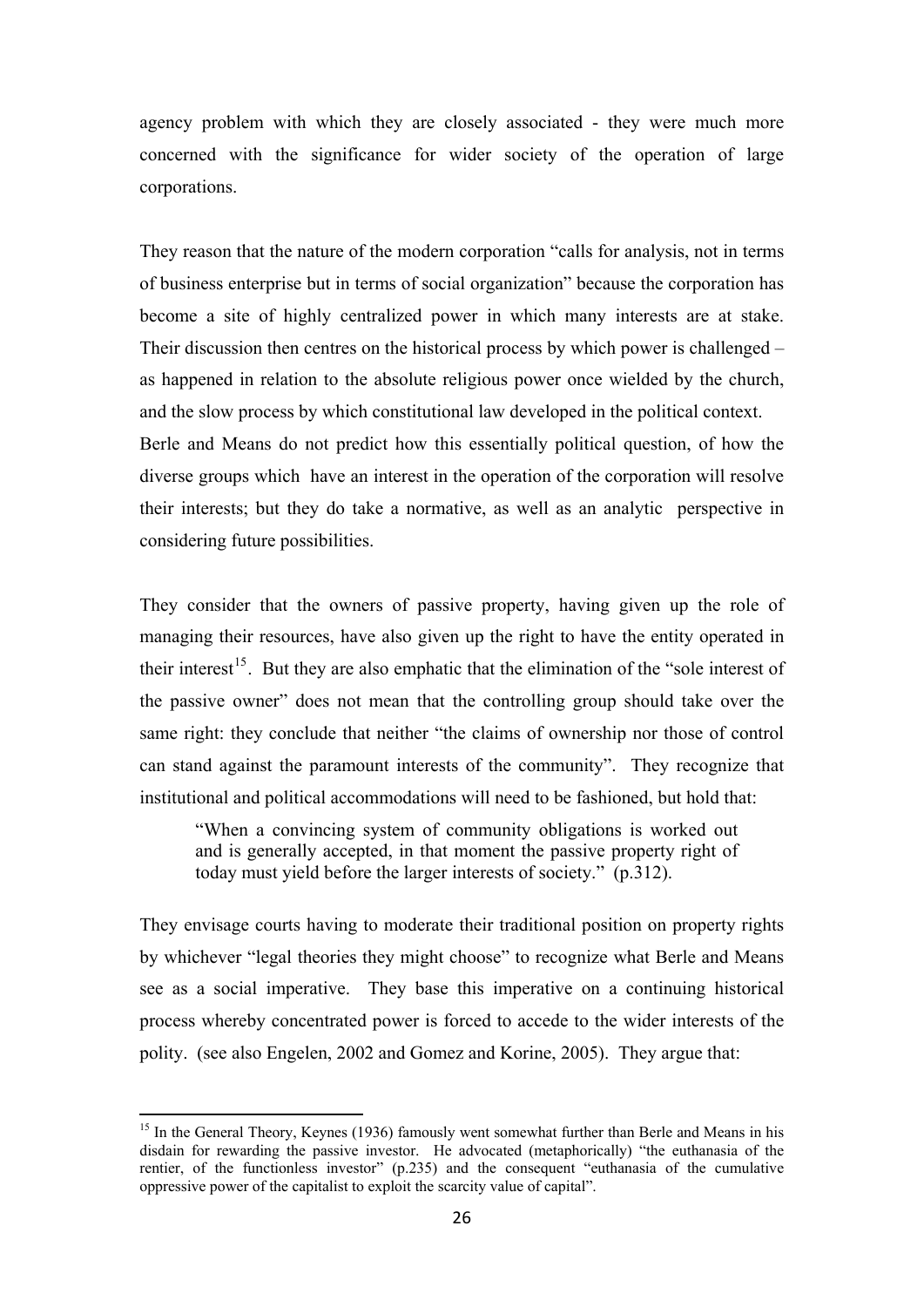agency problem with which they are closely associated - they were much more concerned with the significance for wider society of the operation of large corporations.

They reason that the nature of the modern corporation "calls for analysis, not in terms of business enterprise but in terms of social organization" because the corporation has become a site of highly centralized power in which many interests are at stake. Their discussion then centres on the historical process by which power is challenged – as happened in relation to the absolute religious power once wielded by the church, and the slow process by which constitutional law developed in the political context. Berle and Means do not predict how this essentially political question, of how the diverse groups which have an interest in the operation of the corporation will resolve their interests; but they do take a normative, as well as an analytic perspective in considering future possibilities.

They consider that the owners of passive property, having given up the role of managing their resources, have also given up the right to have the entity operated in their interest[15]. But they are also emphatic that the elimination of the "sole interest of the passive owner" does not mean that the controlling group should take over the same right: they conclude that neither "the claims of ownership nor those of control can stand against the paramount interests of the community". They recognize that institutional and political accommodations will need to be fashioned, but hold that:

> "When a convincing system of community obligations is worked out and is generally accepted, in that moment the passive property right of today must yield before the larger interests of society." (p.312).

They envisage courts having to moderate their traditional position on property rights by whichever "legal theories they might choose" to recognize what Berle and Means see as a social imperative. They base this imperative on a continuing historical process whereby concentrated power is forced to accede to the wider interests of the polity. (see also Engelen, 2002 and Gomez and Korine, 2005). They argue that:

---

[15] In the General Theory, Keynes (1936) famously went somewhat further than Berle and Means in his disdain for rewarding the passive investor. He advocated (metaphorically) "the euthanasia of the rentier, of the functionless investor" (p.235) and the consequent "euthanasia of the cumulative oppressive power of the capitalist to exploit the scarcity value of capital".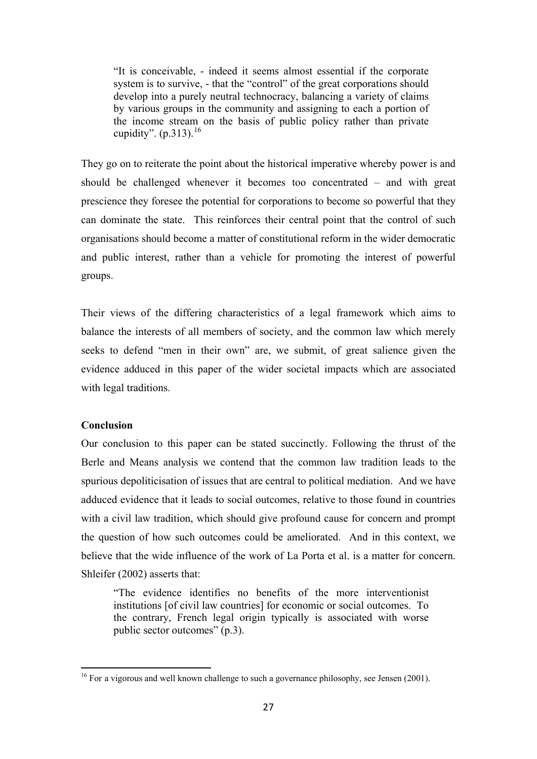> "It is conceivable, - indeed it seems almost essential if the corporate system is to survive, - that the "control" of the great corporations should develop into a purely neutral technocracy, balancing a variety of claims by various groups in the community and assigning to each a portion of the income stream on the basis of public policy rather than private cupidity". (p.313).[16]

They go on to reiterate the point about the historical imperative whereby power is and should be challenged whenever it becomes too concentrated – and with great prescience they foresee the potential for corporations to become so powerful that they can dominate the state. This reinforces their central point that the control of such organisations should become a matter of constitutional reform in the wider democratic and public interest, rather than a vehicle for promoting the interest of powerful groups.

Their views of the differing characteristics of a legal framework which aims to balance the interests of all members of society, and the common law which merely seeks to defend "men in their own" are, we submit, of great salience given the evidence adduced in this paper of the wider societal impacts which are associated with legal traditions.

**Conclusion**

Our conclusion to this paper can be stated succinctly. Following the thrust of the Berle and Means analysis we contend that the common law tradition leads to the spurious depoliticisation of issues that are central to political mediation. And we have adduced evidence that it leads to social outcomes, relative to those found in countries with a civil law tradition, which should give profound cause for concern and prompt the question of how such outcomes could be ameliorated. And in this context, we believe that the wide influence of the work of La Porta et al. is a matter for concern. Shleifer (2002) asserts that:

> "The evidence identifies no benefits of the more interventionist institutions [of civil law countries] for economic or social outcomes. To the contrary, French legal origin typically is associated with worse public sector outcomes" (p.3).

[16] For a vigorous and well known challenge to such a governance philosophy, see Jensen (2001).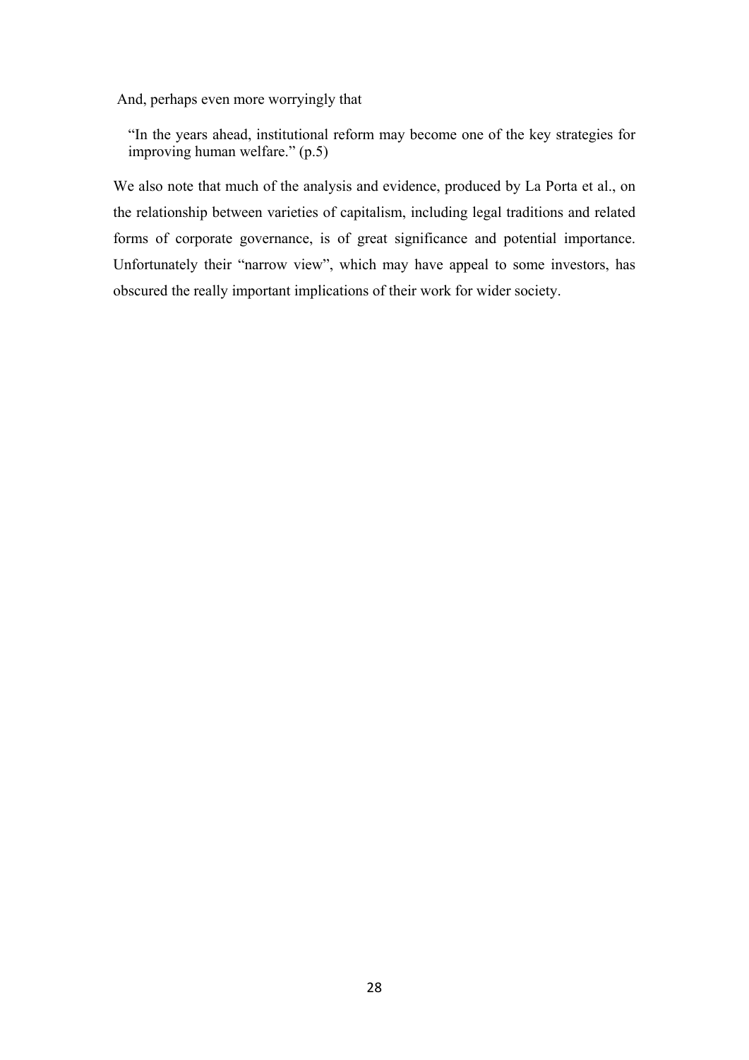And, perhaps even more worryingly that

> "In the years ahead, institutional reform may become one of the key strategies for improving human welfare." (p.5)

We also note that much of the analysis and evidence, produced by La Porta et al., on the relationship between varieties of capitalism, including legal traditions and related forms of corporate governance, is of great significance and potential importance. Unfortunately their "narrow view", which may have appeal to some investors, has obscured the really important implications of their work for wider society.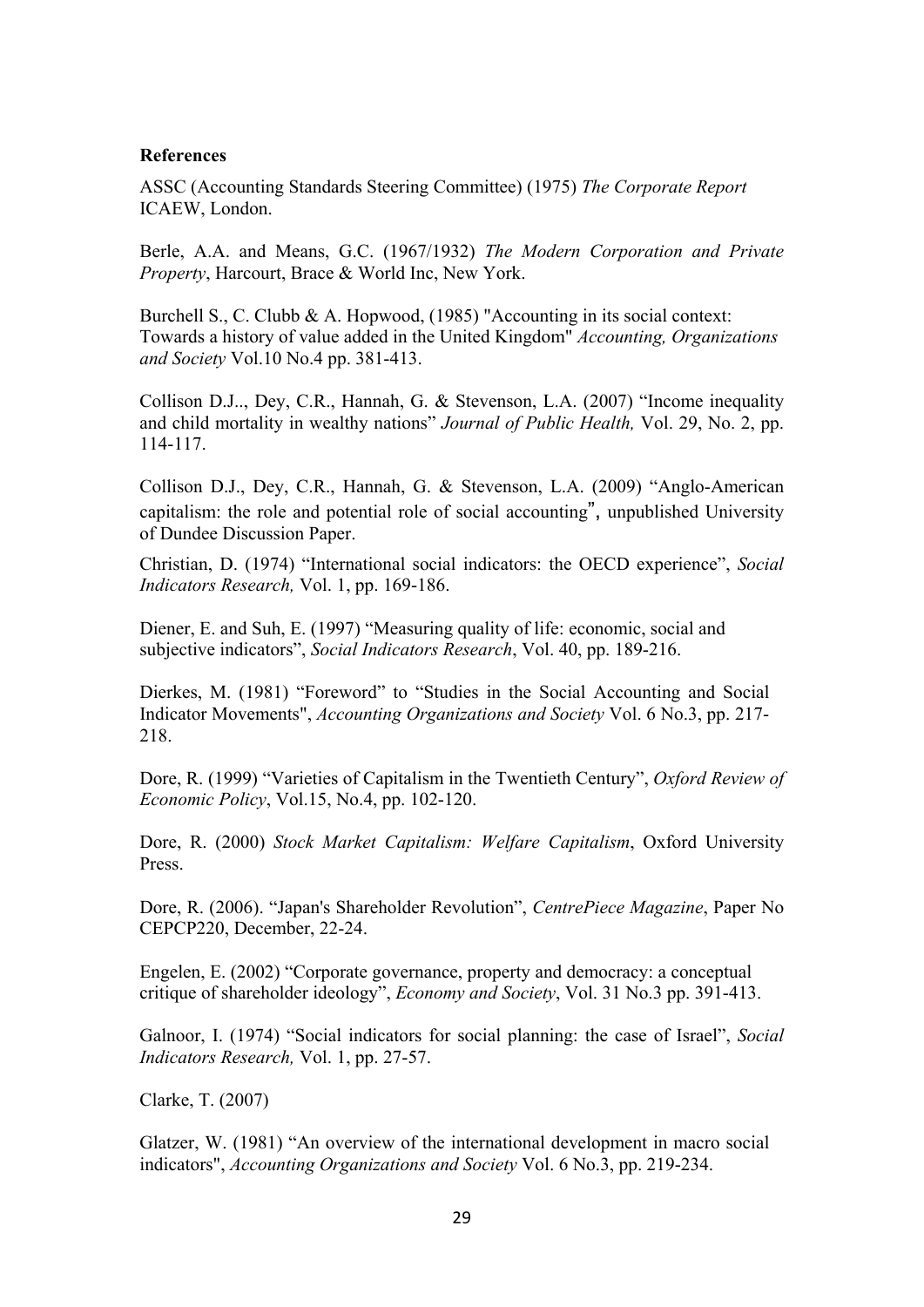**References**

ASSC (Accounting Standards Steering Committee) (1975) *The Corporate Report* ICAEW, London.

Berle, A.A. and Means, G.C. (1967/1932) *The Modern Corporation and Private Property*, Harcourt, Brace & World Inc, New York.

Burchell S., C. Clubb & A. Hopwood, (1985) "Accounting in its social context: Towards a history of value added in the United Kingdom" *Accounting, Organizations and Society* Vol.10 No.4 pp. 381-413.

Collison D.J.., Dey, C.R., Hannah, G. & Stevenson, L.A. (2007) "Income inequality and child mortality in wealthy nations" *Journal of Public Health,* Vol. 29, No. 2, pp. 114-117.

Collison D.J., Dey, C.R., Hannah, G. & Stevenson, L.A. (2009) "Anglo-American capitalism: the role and potential role of social accounting", unpublished University of Dundee Discussion Paper.

Christian, D. (1974) "International social indicators: the OECD experience", *Social Indicators Research,* Vol. 1, pp. 169-186.

Diener, E. and Suh, E. (1997) "Measuring quality of life: economic, social and subjective indicators", *Social Indicators Research*, Vol. 40, pp. 189-216.

Dierkes, M. (1981) "Foreword" to "Studies in the Social Accounting and Social Indicator Movements", *Accounting Organizations and Society* Vol. 6 No.3, pp. 217-218.

Dore, R. (1999) "Varieties of Capitalism in the Twentieth Century", *Oxford Review of Economic Policy*, Vol.15, No.4, pp. 102-120.

Dore, R. (2000) *Stock Market Capitalism: Welfare Capitalism*, Oxford University Press.

Dore, R. (2006). "Japan's Shareholder Revolution", *CentrePiece Magazine*, Paper No CEPCP220, December, 22-24.

Engelen, E. (2002) "Corporate governance, property and democracy: a conceptual critique of shareholder ideology", *Economy and Society*, Vol. 31 No.3 pp. 391-413.

Galnoor, I. (1974) "Social indicators for social planning: the case of Israel", *Social Indicators Research,* Vol. 1, pp. 27-57.

Clarke, T. (2007)

Glatzer, W. (1981) "An overview of the international development in macro social indicators", *Accounting Organizations and Society* Vol. 6 No.3, pp. 219-234.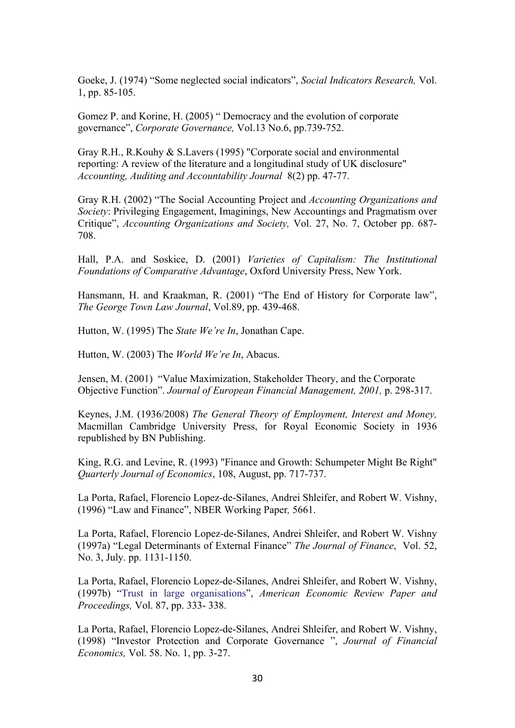Goeke, J. (1974) “Some neglected social indicators”, *Social Indicators Research,* Vol. 1, pp. 85-105.

Gomez P. and Korine, H. (2005) “ Democracy and the evolution of corporate governance”, *Corporate Governance,* Vol.13 No.6, pp.739-752.

Gray R.H., R.Kouhy & S.Lavers (1995) "Corporate social and environmental reporting: A review of the literature and a longitudinal study of UK disclosure" *Accounting, Auditing and Accountability Journal* 8(2) pp. 47-77.

Gray R.H. (2002) “The Social Accounting Project and *Accounting Organizations and Society*: Privileging Engagement, Imaginings, New Accountings and Pragmatism over Critique”, *Accounting Organizations and Society,* Vol. 27, No. 7, October pp. 687-708.

Hall, P.A. and Soskice, D. (2001) *Varieties of Capitalism: The Institutional Foundations of Comparative Advantage*, Oxford University Press, New York.

Hansmann, H. and Kraakman, R. (2001) “The End of History for Corporate law”, *The George Town Law Journal*, Vol.89, pp. 439-468.

Hutton, W. (1995) The *State We're In*, Jonathan Cape.

Hutton, W. (2003) The *World We're In*, Abacus.

Jensen, M. (2001) “Value Maximization, Stakeholder Theory, and the Corporate Objective Function”. *Journal of European Financial Management, 2001,* p. 298-317.

Keynes, J.M. (1936/2008) *The General Theory of Employment, Interest and Money,* Macmillan Cambridge University Press, for Royal Economic Society in 1936 republished by BN Publishing.

King, R.G. and Levine, R. (1993) "Finance and Growth: Schumpeter Might Be Right" *Quarterly Journal of Economics*, 108, August, pp. 717-737.

La Porta, Rafael, Florencio Lopez-de-Silanes, Andrei Shleifer, and Robert W. Vishny, (1996) “Law and Finance”, NBER Working Paper*,* 5661.

La Porta, Rafael, Florencio Lopez-de-Silanes, Andrei Shleifer, and Robert W. Vishny (1997a) “Legal Determinants of External Finance” *The Journal of Finance*, Vol. 52, No. 3, July. pp. 1131-1150.

La Porta, Rafael, Florencio Lopez-de-Silanes, Andrei Shleifer, and Robert W. Vishny, (1997b) “Trust in large organisations”, *American Economic Review Paper and Proceedings,* Vol. 87, pp. 333- 338.

La Porta, Rafael, Florencio Lopez-de-Silanes, Andrei Shleifer, and Robert W. Vishny, (1998) “Investor Protection and Corporate Governance ”, *Journal of Financial Economics,* Vol. 58. No. 1, pp. 3-27.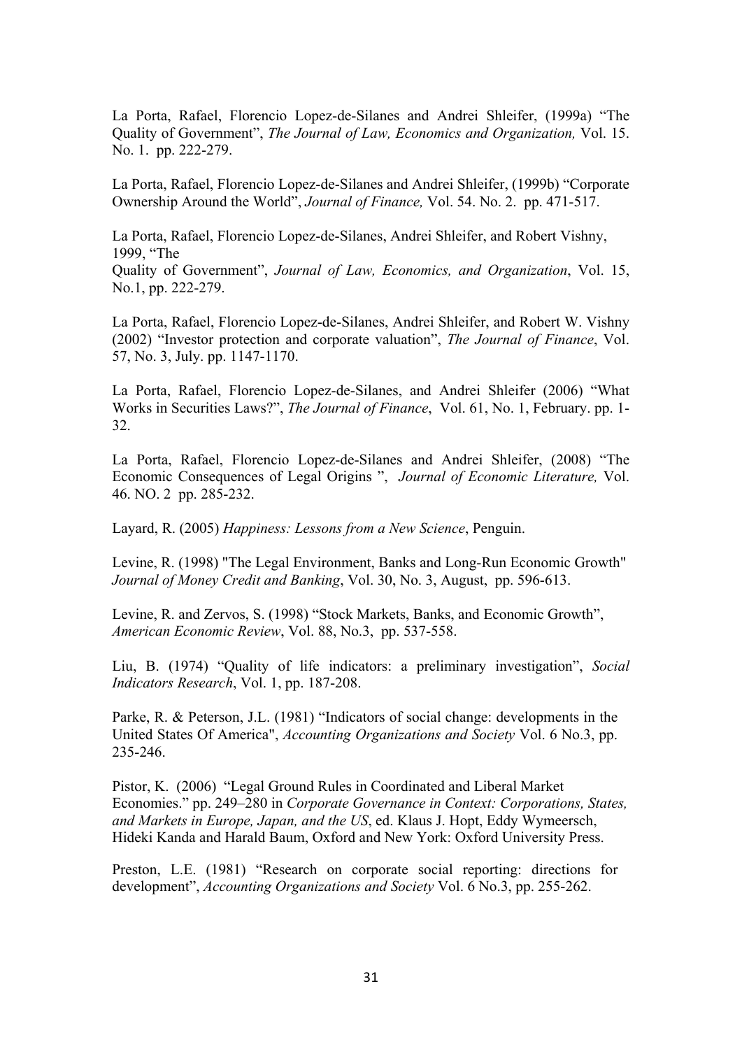La Porta, Rafael, Florencio Lopez-de-Silanes and Andrei Shleifer, (1999a) "The Quality of Government", *The Journal of Law, Economics and Organization,* Vol. 15. No. 1. pp. 222-279.

La Porta, Rafael, Florencio Lopez-de-Silanes and Andrei Shleifer, (1999b) "Corporate Ownership Around the World", *Journal of Finance,* Vol. 54. No. 2. pp. 471-517.

La Porta, Rafael, Florencio Lopez-de-Silanes, Andrei Shleifer, and Robert Vishny, 1999, "The
Quality of Government", *Journal of Law, Economics, and Organization*, Vol. 15, No.1, pp. 222-279.

La Porta, Rafael, Florencio Lopez-de-Silanes, Andrei Shleifer, and Robert W. Vishny (2002) "Investor protection and corporate valuation", *The Journal of Finance*, Vol. 57, No. 3, July. pp. 1147-1170.

La Porta, Rafael, Florencio Lopez-de-Silanes, and Andrei Shleifer (2006) "What Works in Securities Laws?", *The Journal of Finance*, Vol. 61, No. 1, February. pp. 1-32.

La Porta, Rafael, Florencio Lopez-de-Silanes and Andrei Shleifer, (2008) "The Economic Consequences of Legal Origins ", *Journal of Economic Literature,* Vol. 46. NO. 2 pp. 285-232.

Layard, R. (2005) *Happiness: Lessons from a New Science*, Penguin.

Levine, R. (1998) "The Legal Environment, Banks and Long-Run Economic Growth" *Journal of Money Credit and Banking*, Vol. 30, No. 3, August, pp. 596-613.

Levine, R. and Zervos, S. (1998) "Stock Markets, Banks, and Economic Growth", *American Economic Review*, Vol. 88, No.3, pp. 537-558.

Liu, B. (1974) "Quality of life indicators: a preliminary investigation", *Social Indicators Research*, Vol. 1, pp. 187-208.

Parke, R. & Peterson, J.L. (1981) "Indicators of social change: developments in the United States Of America", *Accounting Organizations and Society* Vol. 6 No.3, pp. 235-246.

Pistor, K. (2006) "Legal Ground Rules in Coordinated and Liberal Market Economies." pp. 249–280 in *Corporate Governance in Context: Corporations, States, and Markets in Europe, Japan, and the US*, ed. Klaus J. Hopt, Eddy Wymeersch, Hideki Kanda and Harald Baum, Oxford and New York: Oxford University Press.

Preston, L.E. (1981) "Research on corporate social reporting: directions for development", *Accounting Organizations and Society* Vol. 6 No.3, pp. 255-262.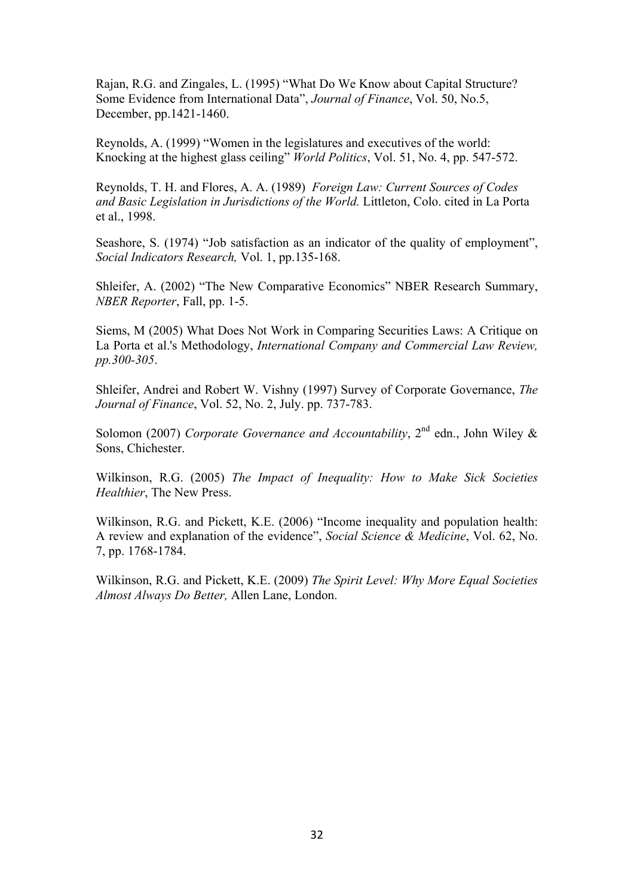Rajan, R.G. and Zingales, L. (1995) "What Do We Know about Capital Structure? Some Evidence from International Data", *Journal of Finance*, Vol. 50, No.5, December, pp.1421-1460.

Reynolds, A. (1999) "Women in the legislatures and executives of the world: Knocking at the highest glass ceiling" *World Politics*, Vol. 51, No. 4, pp. 547-572.

Reynolds, T. H. and Flores, A. A. (1989) *Foreign Law: Current Sources of Codes and Basic Legislation in Jurisdictions of the World.* Littleton, Colo. cited in La Porta et al., 1998.

Seashore, S. (1974) "Job satisfaction as an indicator of the quality of employment", *Social Indicators Research,* Vol. 1, pp.135-168.

Shleifer, A. (2002) "The New Comparative Economics" NBER Research Summary, *NBER Reporter*, Fall, pp. 1-5.

Siems, M (2005) What Does Not Work in Comparing Securities Laws: A Critique on La Porta et al.'s Methodology, *International Company and Commercial Law Review, pp.300-305*.

Shleifer, Andrei and Robert W. Vishny (1997) Survey of Corporate Governance, *The Journal of Finance*, Vol. 52, No. 2, July. pp. 737-783.

Solomon (2007) *Corporate Governance and Accountability*, 2nd edn., John Wiley & Sons, Chichester.

Wilkinson, R.G. (2005) *The Impact of Inequality: How to Make Sick Societies Healthier*, The New Press.

Wilkinson, R.G. and Pickett, K.E. (2006) "Income inequality and population health: A review and explanation of the evidence", *Social Science & Medicine*, Vol. 62, No. 7, pp. 1768-1784.

Wilkinson, R.G. and Pickett, K.E. (2009) *The Spirit Level: Why More Equal Societies Almost Always Do Better,* Allen Lane, London.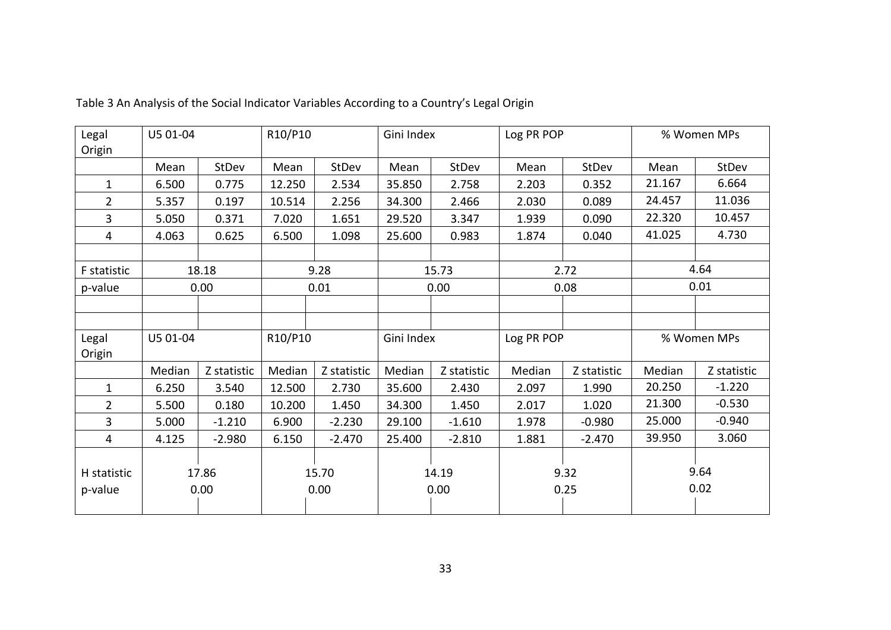Table 3 An Analysis of the Social Indicator Variables According to a Country's Legal Origin

| Legal Origin | U5 01-04 | | R10/P10 | | Gini Index | | Log PR POP | | % Women MPs | |
|---|---|---|---|---|---|---|---|---|---|---|
| | Mean | StDev | Mean | StDev | Mean | StDev | Mean | StDev | Mean | StDev |
| 1 | 6.500 | 0.775 | 12.250 | 2.534 | 35.850 | 2.758 | 2.203 | 0.352 | 21.167 | 6.664 |
| 2 | 5.357 | 0.197 | 10.514 | 2.256 | 34.300 | 2.466 | 2.030 | 0.089 | 24.457 | 11.036 |
| 3 | 5.050 | 0.371 | 7.020 | 1.651 | 29.520 | 3.347 | 1.939 | 0.090 | 22.320 | 10.457 |
| 4 | 4.063 | 0.625 | 6.500 | 1.098 | 25.600 | 0.983 | 1.874 | 0.040 | 41.025 | 4.730 |
| | | | | | | | | | | |
| F statistic | 18.18 | | 9.28 | | 15.73 | | 2.72 | | 4.64 | |
| p-value | 0.00 | | 0.01 | | 0.00 | | 0.08 | | 0.01 | |
| | | | | | | | | | | |
| | | | | | | | | | | |
| Legal Origin | U5 01-04 | | R10/P10 | | Gini Index | | Log PR POP | | % Women MPs | |
| | Median | Z statistic | Median | Z statistic | Median | Z statistic | Median | Z statistic | Median | Z statistic |
| 1 | 6.250 | 3.540 | 12.500 | 2.730 | 35.600 | 2.430 | 2.097 | 1.990 | 20.250 | -1.220 |
| 2 | 5.500 | 0.180 | 10.200 | 1.450 | 34.300 | 1.450 | 2.017 | 1.020 | 21.300 | -0.530 |
| 3 | 5.000 | -1.210 | 6.900 | -2.230 | 29.100 | -1.610 | 1.978 | -0.980 | 25.000 | -0.940 |
| 4 | 4.125 | -2.980 | 6.150 | -2.470 | 25.400 | -2.810 | 1.881 | -2.470 | 39.950 | 3.060 |
| H statistic | 17.86 | | 15.70 | | 14.19 | | 9.32 | | 9.64 | |
| p-value | 0.00 | | 0.00 | | 0.00 | | 0.25 | | 0.02 | |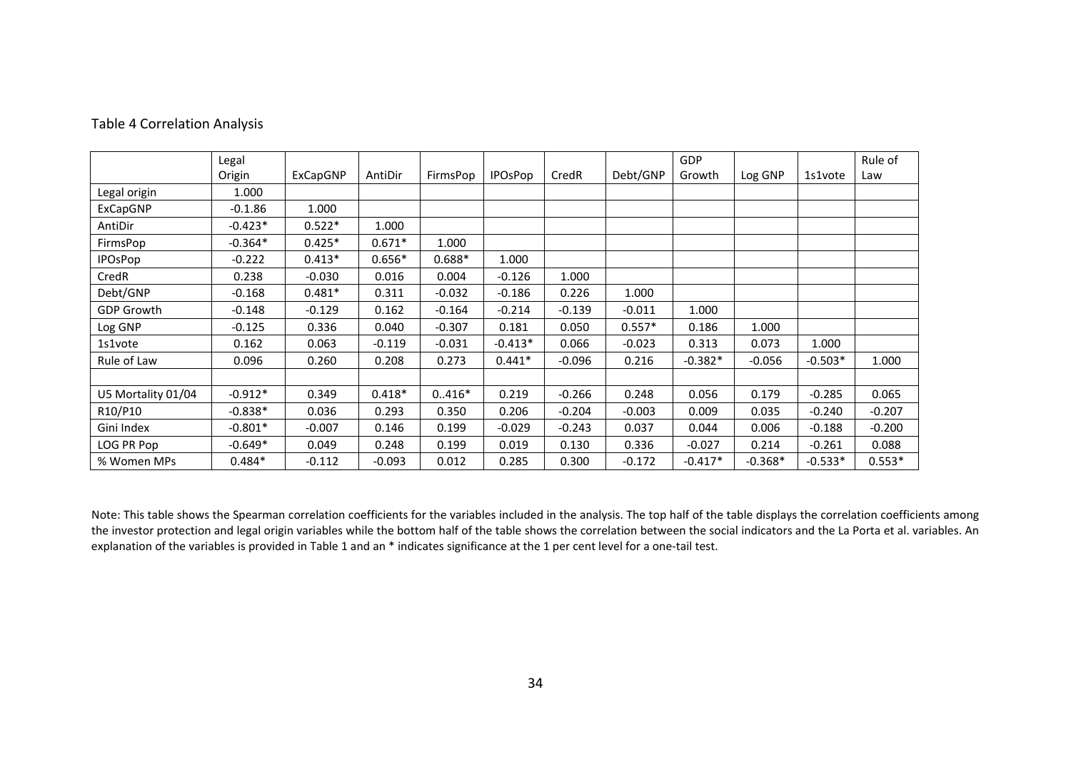Table 4 Correlation Analysis

| | Legal Origin | ExCapGNP | AntiDir | FirmsPop | IPOsPop | CredR | Debt/GNP | GDP Growth | Log GNP | 1s1vote | Rule of Law |
|---|---|---|---|---|---|---|---|---|---|---|---|
| Legal origin | 1.000 | | | | | | | | | | |
| ExCapGNP | -0.1.86 | 1.000 | | | | | | | | | |
| AntiDir | -0.423* | 0.522* | 1.000 | | | | | | | | |
| FirmsPop | -0.364* | 0.425* | 0.671* | 1.000 | | | | | | | |
| IPOsPop | -0.222 | 0.413* | 0.656* | 0.688* | 1.000 | | | | | | |
| CredR | 0.238 | -0.030 | 0.016 | 0.004 | -0.126 | 1.000 | | | | | |
| Debt/GNP | -0.168 | 0.481* | 0.311 | -0.032 | -0.186 | 0.226 | 1.000 | | | | |
| GDP Growth | -0.148 | -0.129 | 0.162 | -0.164 | -0.214 | -0.139 | -0.011 | 1.000 | | | |
| Log GNP | -0.125 | 0.336 | 0.040 | -0.307 | 0.181 | 0.050 | 0.557* | 0.186 | 1.000 | | |
| 1s1vote | 0.162 | 0.063 | -0.119 | -0.031 | -0.413* | 0.066 | -0.023 | 0.313 | 0.073 | 1.000 | |
| Rule of Law | 0.096 | 0.260 | 0.208 | 0.273 | 0.441* | -0.096 | 0.216 | -0.382* | -0.056 | -0.503* | 1.000 |
| | | | | | | | | | | | |
| U5 Mortality 01/04 | -0.912* | 0.349 | 0.418* | 0..416* | 0.219 | -0.266 | 0.248 | 0.056 | 0.179 | -0.285 | 0.065 |
| R10/P10 | -0.838* | 0.036 | 0.293 | 0.350 | 0.206 | -0.204 | -0.003 | 0.009 | 0.035 | -0.240 | -0.207 |
| Gini Index | -0.801* | -0.007 | 0.146 | 0.199 | -0.029 | -0.243 | 0.037 | 0.044 | 0.006 | -0.188 | -0.200 |
| LOG PR Pop | -0.649* | 0.049 | 0.248 | 0.199 | 0.019 | 0.130 | 0.336 | -0.027 | 0.214 | -0.261 | 0.088 |
| % Women MPs | 0.484* | -0.112 | -0.093 | 0.012 | 0.285 | 0.300 | -0.172 | -0.417* | -0.368* | -0.533* | 0.553* |

Note: This table shows the Spearman correlation coefficients for the variables included in the analysis. The top half of the table displays the correlation coefficients among the investor protection and legal origin variables while the bottom half of the table shows the correlation between the social indicators and the La Porta et al. variables. An explanation of the variables is provided in Table 1 and an * indicates significance at the 1 per cent level for a one-tail test.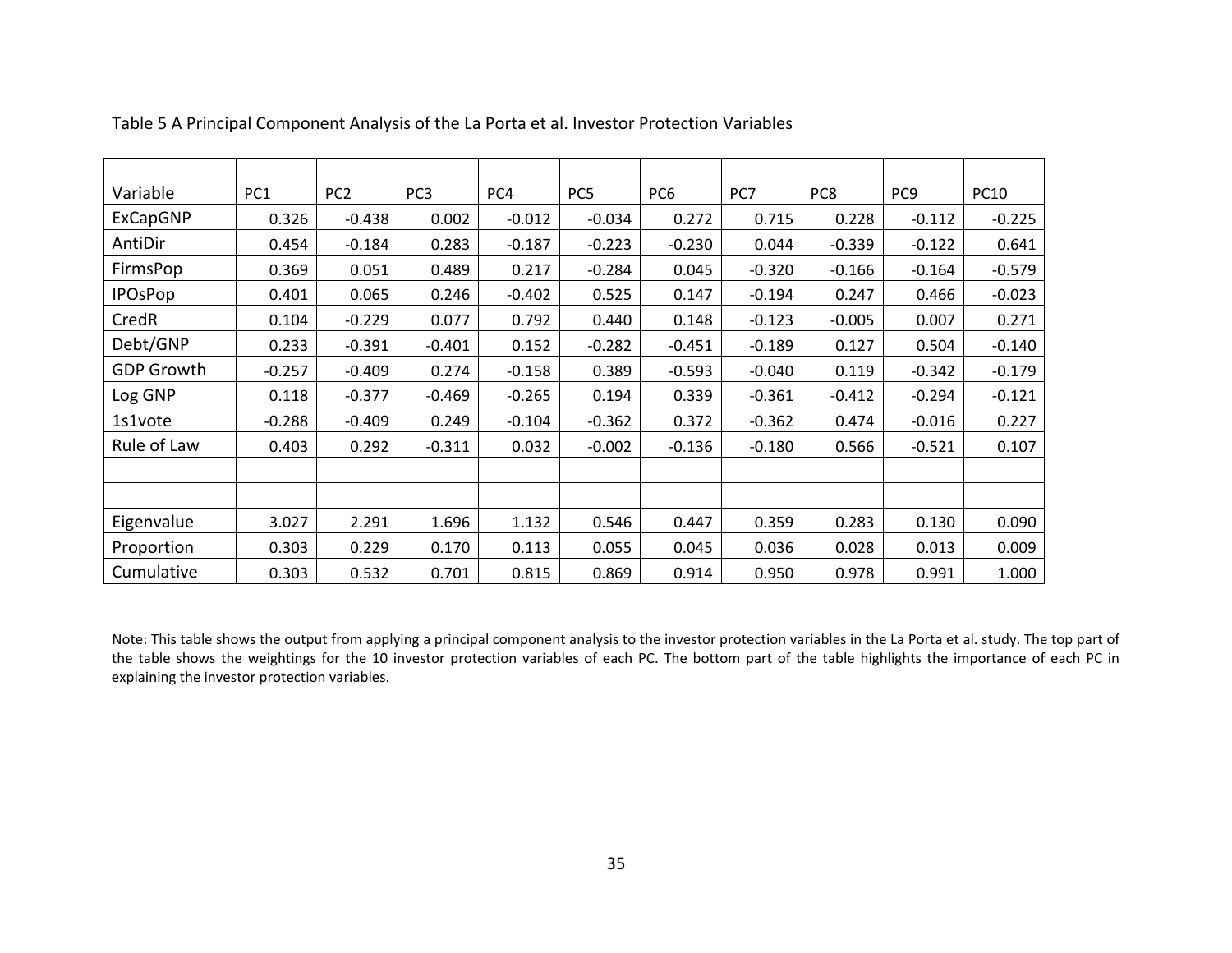Table 5 A Principal Component Analysis of the La Porta et al. Investor Protection Variables

| Variable | PC1 | PC2 | PC3 | PC4 | PC5 | PC6 | PC7 | PC8 | PC9 | PC10 |
|---|---|---|---|---|---|---|---|---|---|---|
| ExCapGNP | 0.326 | -0.438 | 0.002 | -0.012 | -0.034 | 0.272 | 0.715 | 0.228 | -0.112 | -0.225 |
| AntiDir | 0.454 | -0.184 | 0.283 | -0.187 | -0.223 | -0.230 | 0.044 | -0.339 | -0.122 | 0.641 |
| FirmsPop | 0.369 | 0.051 | 0.489 | 0.217 | -0.284 | 0.045 | -0.320 | -0.166 | -0.164 | -0.579 |
| IPOsPop | 0.401 | 0.065 | 0.246 | -0.402 | 0.525 | 0.147 | -0.194 | 0.247 | 0.466 | -0.023 |
| CredR | 0.104 | -0.229 | 0.077 | 0.792 | 0.440 | 0.148 | -0.123 | -0.005 | 0.007 | 0.271 |
| Debt/GNP | 0.233 | -0.391 | -0.401 | 0.152 | -0.282 | -0.451 | -0.189 | 0.127 | 0.504 | -0.140 |
| GDP Growth | -0.257 | -0.409 | 0.274 | -0.158 | 0.389 | -0.593 | -0.040 | 0.119 | -0.342 | -0.179 |
| Log GNP | 0.118 | -0.377 | -0.469 | -0.265 | 0.194 | 0.339 | -0.361 | -0.412 | -0.294 | -0.121 |
| 1s1vote | -0.288 | -0.409 | 0.249 | -0.104 | -0.362 | 0.372 | -0.362 | 0.474 | -0.016 | 0.227 |
| Rule of Law | 0.403 | 0.292 | -0.311 | 0.032 | -0.002 | -0.136 | -0.180 | 0.566 | -0.521 | 0.107 |
| | | | | | | | | | | |
| | | | | | | | | | | |
| Eigenvalue | 3.027 | 2.291 | 1.696 | 1.132 | 0.546 | 0.447 | 0.359 | 0.283 | 0.130 | 0.090 |
| Proportion | 0.303 | 0.229 | 0.170 | 0.113 | 0.055 | 0.045 | 0.036 | 0.028 | 0.013 | 0.009 |
| Cumulative | 0.303 | 0.532 | 0.701 | 0.815 | 0.869 | 0.914 | 0.950 | 0.978 | 0.991 | 1.000 |

Note: This table shows the output from applying a principal component analysis to the investor protection variables in the La Porta et al. study. The top part of the table shows the weightings for the 10 investor protection variables of each PC. The bottom part of the table highlights the importance of each PC in explaining the investor protection variables.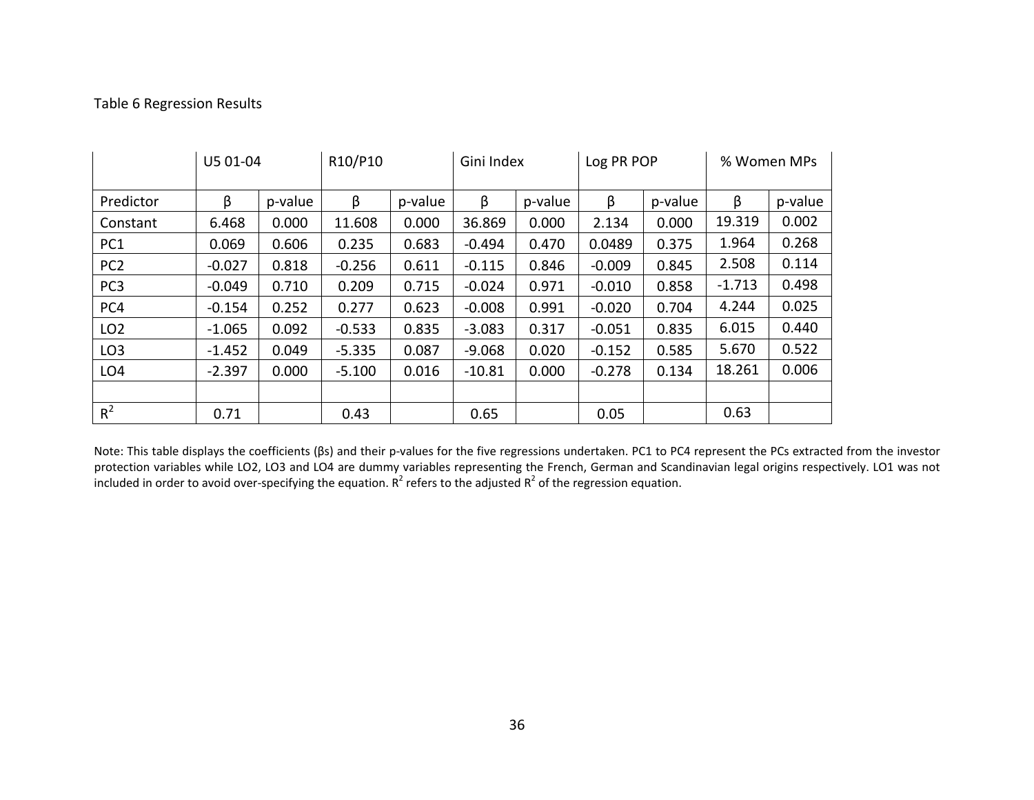Table 6 Regression Results

| | U5 01-04 | | R10/P10 | | Gini Index | | Log PR POP | | % Women MPs | |
|---|---|---|---|---|---|---|---|---|---|---|
| Predictor | β | p-value | β | p-value | β | p-value | β | p-value | β | p-value |
| Constant | 6.468 | 0.000 | 11.608 | 0.000 | 36.869 | 0.000 | 2.134 | 0.000 | 19.319 | 0.002 |
| PC1 | 0.069 | 0.606 | 0.235 | 0.683 | -0.494 | 0.470 | 0.0489 | 0.375 | 1.964 | 0.268 |
| PC2 | -0.027 | 0.818 | -0.256 | 0.611 | -0.115 | 0.846 | -0.009 | 0.845 | 2.508 | 0.114 |
| PC3 | -0.049 | 0.710 | 0.209 | 0.715 | -0.024 | 0.971 | -0.010 | 0.858 | -1.713 | 0.498 |
| PC4 | -0.154 | 0.252 | 0.277 | 0.623 | -0.008 | 0.991 | -0.020 | 0.704 | 4.244 | 0.025 |
| LO2 | -1.065 | 0.092 | -0.533 | 0.835 | -3.083 | 0.317 | -0.051 | 0.835 | 6.015 | 0.440 |
| LO3 | -1.452 | 0.049 | -5.335 | 0.087 | -9.068 | 0.020 | -0.152 | 0.585 | 5.670 | 0.522 |
| LO4 | -2.397 | 0.000 | -5.100 | 0.016 | -10.81 | 0.000 | -0.278 | 0.134 | 18.261 | 0.006 |
| | | | | | | | | | | |
| $R^2$ | 0.71 | | 0.43 | | 0.65 | | 0.05 | | 0.63 | |

Note: This table displays the coefficients (βs) and their p-values for the five regressions undertaken. PC1 to PC4 represent the PCs extracted from the investor protection variables while LO2, LO3 and LO4 are dummy variables representing the French, German and Scandinavian legal origins respectively. LO1 was not included in order to avoid over-specifying the equation. $R^2$ refers to the adjusted $R^2$ of the regression equation.